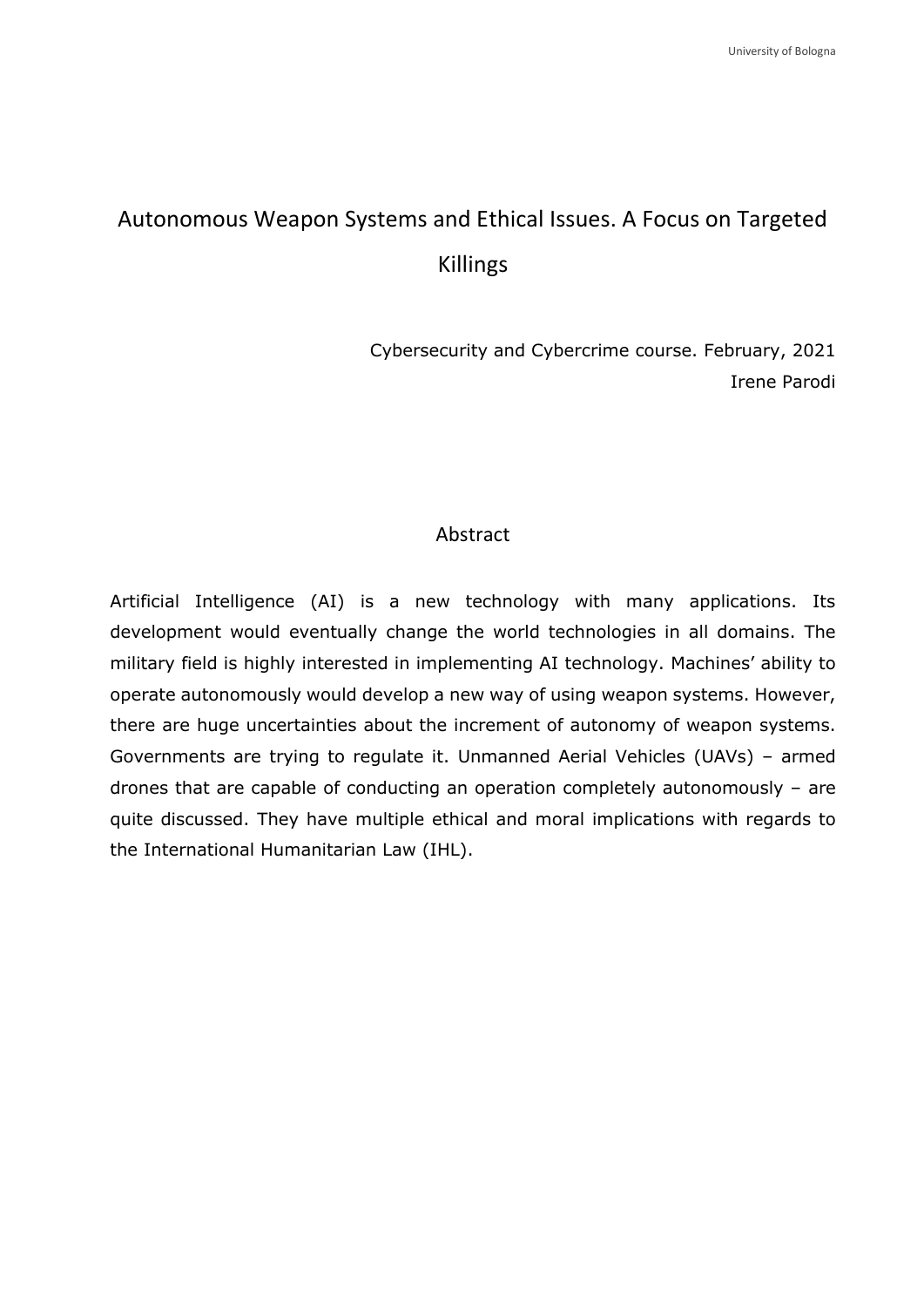# Autonomous Weapon Systems and Ethical Issues. A Focus on Targeted Killings

Cybersecurity and Cybercrime course. February, 2021

Irene Parodi

## Abstract

Artificial Intelligence (AI) is a new technology with many applications. Its development would eventually change the world technologies in all domains. The military field is highly interested in implementing AI technology. Machines' ability to operate autonomously would develop a new way of using weapon systems. However, there are huge uncertainties about the increment of autonomy of weapon systems. Governments are trying to regulate it. Unmanned Aerial Vehicles (UAVs) – armed drones that are capable of conducting an operation completely autonomously – are quite discussed. They have multiple ethical and moral implications with regards to the International Humanitarian Law (IHL).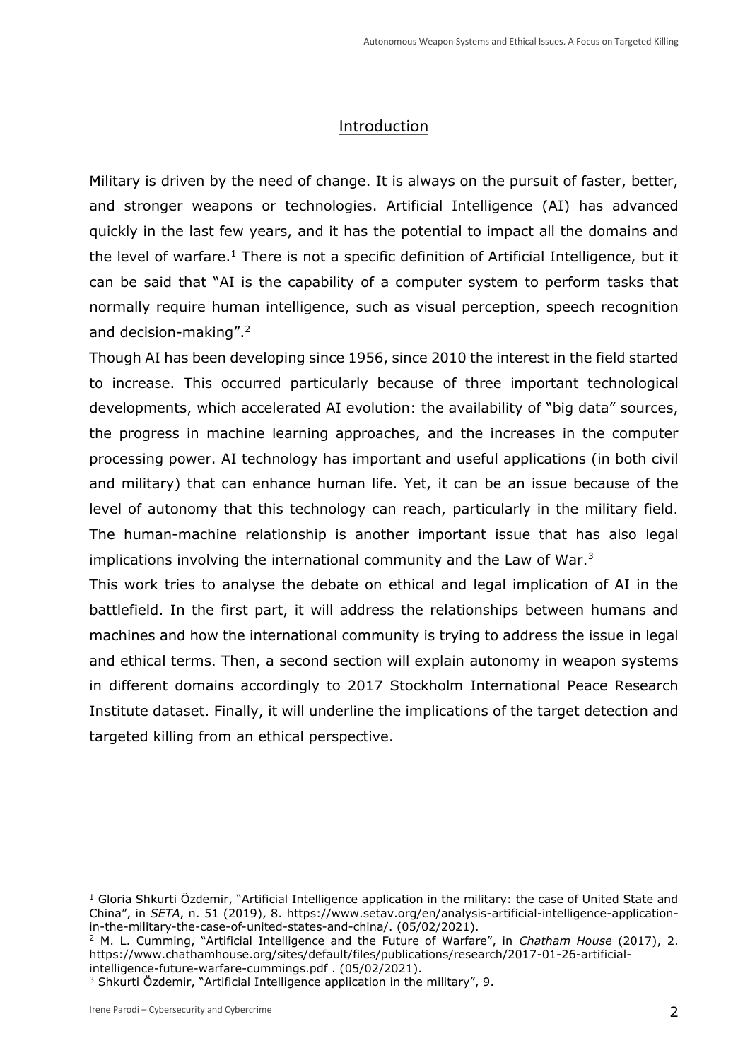## Introduction

Military is driven by the need of change. It is always on the pursuit of faster, better, and stronger weapons or technologies. Artificial Intelligence (AI) has advanced quickly in the last few years, and it has the potential to impact all the domains and the level of warfare.[1] There is not a specific definition of Artificial Intelligence, but it can be said that "AI is the capability of a computer system to perform tasks that normally require human intelligence, such as visual perception, speech recognition and decision-making".[2]

Though AI has been developing since 1956, since 2010 the interest in the field started to increase. This occurred particularly because of three important technological developments, which accelerated AI evolution: the availability of "big data" sources, the progress in machine learning approaches, and the increases in the computer processing power. AI technology has important and useful applications (in both civil and military) that can enhance human life. Yet, it can be an issue because of the level of autonomy that this technology can reach, particularly in the military field. The human-machine relationship is another important issue that has also legal implications involving the international community and the Law of War.[3]

This work tries to analyse the debate on ethical and legal implication of AI in the battlefield. In the first part, it will address the relationships between humans and machines and how the international community is trying to address the issue in legal and ethical terms. Then, a second section will explain autonomy in weapon systems in different domains accordingly to 2017 Stockholm International Peace Research Institute dataset. Finally, it will underline the implications of the target detection and targeted killing from an ethical perspective.

---

[1] Gloria Shkurti Özdemir, "Artificial Intelligence application in the military: the case of United State and China", in *SETA*, n. 51 (2019), 8. https://www.setav.org/en/analysis-artificial-intelligence-application-in-the-military-the-case-of-united-states-and-china/. (05/02/2021).

[2] M. L. Cumming, "Artificial Intelligence and the Future of Warfare", in *Chatham House* (2017), 2. https://www.chathamhouse.org/sites/default/files/publications/research/2017-01-26-artificial-intelligence-future-warfare-cummings.pdf . (05/02/2021).

[3] Shkurti Özdemir, "Artificial Intelligence application in the military", 9.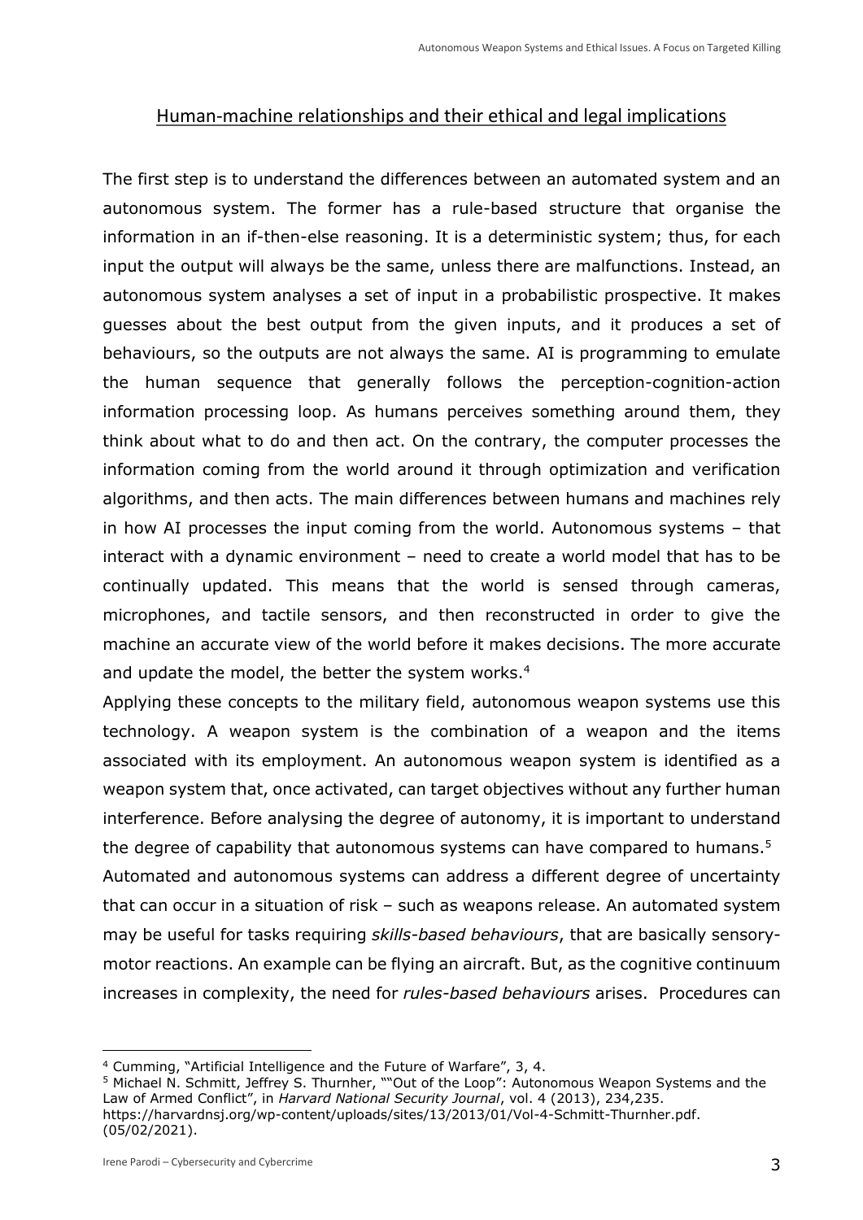## Human-machine relationships and their ethical and legal implications

The first step is to understand the differences between an automated system and an autonomous system. The former has a rule-based structure that organise the information in an if-then-else reasoning. It is a deterministic system; thus, for each input the output will always be the same, unless there are malfunctions. Instead, an autonomous system analyses a set of input in a probabilistic prospective. It makes guesses about the best output from the given inputs, and it produces a set of behaviours, so the outputs are not always the same. AI is programming to emulate the human sequence that generally follows the perception-cognition-action information processing loop. As humans perceives something around them, they think about what to do and then act. On the contrary, the computer processes the information coming from the world around it through optimization and verification algorithms, and then acts. The main differences between humans and machines rely in how AI processes the input coming from the world. Autonomous systems – that interact with a dynamic environment – need to create a world model that has to be continually updated. This means that the world is sensed through cameras, microphones, and tactile sensors, and then reconstructed in order to give the machine an accurate view of the world before it makes decisions. The more accurate and update the model, the better the system works.[4]

Applying these concepts to the military field, autonomous weapon systems use this technology. A weapon system is the combination of a weapon and the items associated with its employment. An autonomous weapon system is identified as a weapon system that, once activated, can target objectives without any further human interference. Before analysing the degree of autonomy, it is important to understand the degree of capability that autonomous systems can have compared to humans.[5]

Automated and autonomous systems can address a different degree of uncertainty that can occur in a situation of risk – such as weapons release. An automated system may be useful for tasks requiring *skills-based behaviours*, that are basically sensory-motor reactions. An example can be flying an aircraft. But, as the cognitive continuum increases in complexity, the need for *rules-based behaviours* arises. Procedures can

---

[4] Cumming, "Artificial Intelligence and the Future of Warfare", 3, 4.

[5] Michael N. Schmitt, Jeffrey S. Thurnher, ""Out of the Loop": Autonomous Weapon Systems and the Law of Armed Conflict", in *Harvard National Security Journal*, vol. 4 (2013), 234,235. https://harvardnsj.org/wp-content/uploads/sites/13/2013/01/Vol-4-Schmitt-Thurnher.pdf. (05/02/2021).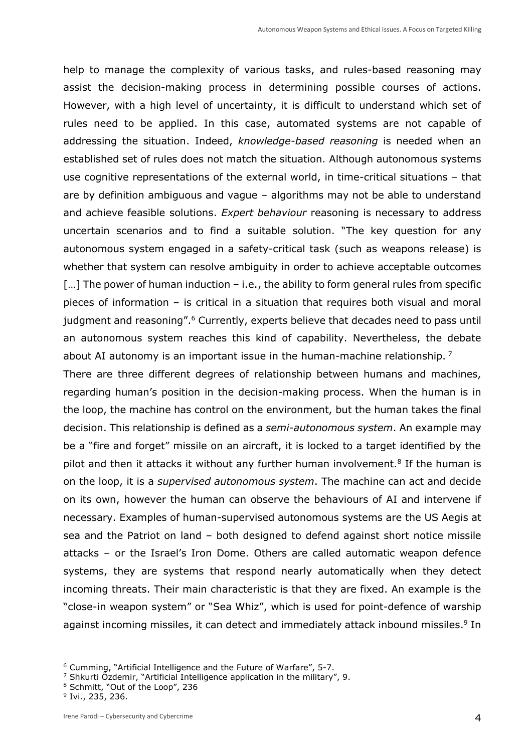help to manage the complexity of various tasks, and rules-based reasoning may assist the decision-making process in determining possible courses of actions. However, with a high level of uncertainty, it is difficult to understand which set of rules need to be applied. In this case, automated systems are not capable of addressing the situation. Indeed, *knowledge-based reasoning* is needed when an established set of rules does not match the situation. Although autonomous systems use cognitive representations of the external world, in time-critical situations – that are by definition ambiguous and vague – algorithms may not be able to understand and achieve feasible solutions. *Expert behaviour* reasoning is necessary to address uncertain scenarios and to find a suitable solution. "The key question for any autonomous system engaged in a safety-critical task (such as weapons release) is whether that system can resolve ambiguity in order to achieve acceptable outcomes […] The power of human induction – i.e., the ability to form general rules from specific pieces of information – is critical in a situation that requires both visual and moral judgment and reasoning".[6] Currently, experts believe that decades need to pass until an autonomous system reaches this kind of capability. Nevertheless, the debate about AI autonomy is an important issue in the human-machine relationship. [7]

There are three different degrees of relationship between humans and machines, regarding human's position in the decision-making process. When the human is in the loop, the machine has control on the environment, but the human takes the final decision. This relationship is defined as a *semi-autonomous system*. An example may be a "fire and forget" missile on an aircraft, it is locked to a target identified by the pilot and then it attacks it without any further human involvement.[8] If the human is on the loop, it is a *supervised autonomous system*. The machine can act and decide on its own, however the human can observe the behaviours of AI and intervene if necessary. Examples of human-supervised autonomous systems are the US Aegis at sea and the Patriot on land – both designed to defend against short notice missile attacks – or the Israel's Iron Dome. Others are called automatic weapon defence systems, they are systems that respond nearly automatically when they detect incoming threats. Their main characteristic is that they are fixed. An example is the "close-in weapon system" or "Sea Whiz", which is used for point-defence of warship against incoming missiles, it can detect and immediately attack inbound missiles.[9] In

---

[6] Cumming, "Artificial Intelligence and the Future of Warfare", 5-7.

[7] Shkurti Özdemir, "Artificial Intelligence application in the military", 9.

[8] Schmitt, "Out of the Loop", 236

[9] Ivi., 235, 236.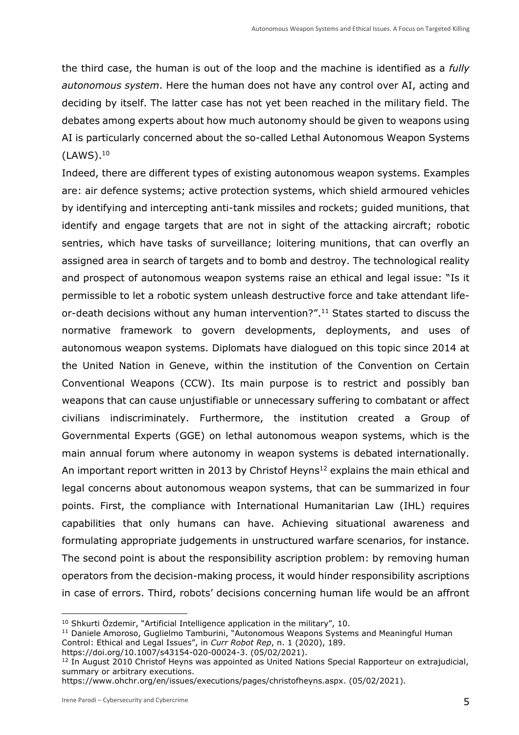the third case, the human is out of the loop and the machine is identified as a *fully autonomous system*. Here the human does not have any control over AI, acting and deciding by itself. The latter case has not yet been reached in the military field. The debates among experts about how much autonomy should be given to weapons using AI is particularly concerned about the so-called Lethal Autonomous Weapon Systems (LAWS).[10]

Indeed, there are different types of existing autonomous weapon systems. Examples are: air defence systems; active protection systems, which shield armoured vehicles by identifying and intercepting anti-tank missiles and rockets; guided munitions, that identify and engage targets that are not in sight of the attacking aircraft; robotic sentries, which have tasks of surveillance; loitering munitions, that can overfly an assigned area in search of targets and to bomb and destroy. The technological reality and prospect of autonomous weapon systems raise an ethical and legal issue: "Is it permissible to let a robotic system unleash destructive force and take attendant life-or-death decisions without any human intervention?".[11] States started to discuss the normative framework to govern developments, deployments, and uses of autonomous weapon systems. Diplomats have dialogued on this topic since 2014 at the United Nation in Geneve, within the institution of the Convention on Certain Conventional Weapons (CCW). Its main purpose is to restrict and possibly ban weapons that can cause unjustifiable or unnecessary suffering to combatant or affect civilians indiscriminately. Furthermore, the institution created a Group of Governmental Experts (GGE) on lethal autonomous weapon systems, which is the main annual forum where autonomy in weapon systems is debated internationally. An important report written in 2013 by Christof Heyns[12] explains the main ethical and legal concerns about autonomous weapon systems, that can be summarized in four points. First, the compliance with International Humanitarian Law (IHL) requires capabilities that only humans can have. Achieving situational awareness and formulating appropriate judgements in unstructured warfare scenarios, for instance. The second point is about the responsibility ascription problem: by removing human operators from the decision-making process, it would hinder responsibility ascriptions in case of errors. Third, robots' decisions concerning human life would be an affront

---

[10] Shkurti Özdemir, "Artificial Intelligence application in the military", 10.

[11] Daniele Amoroso, Guglielmo Tamburini, "Autonomous Weapons Systems and Meaningful Human Control: Ethical and Legal Issues", in *Curr Robot Rep*, n. 1 (2020), 189. https://doi.org/10.1007/s43154-020-00024-3. (05/02/2021).

[12] In August 2010 Christof Heyns was appointed as United Nations Special Rapporteur on extrajudicial, summary or arbitrary executions. https://www.ohchr.org/en/issues/executions/pages/christofheyns.aspx. (05/02/2021).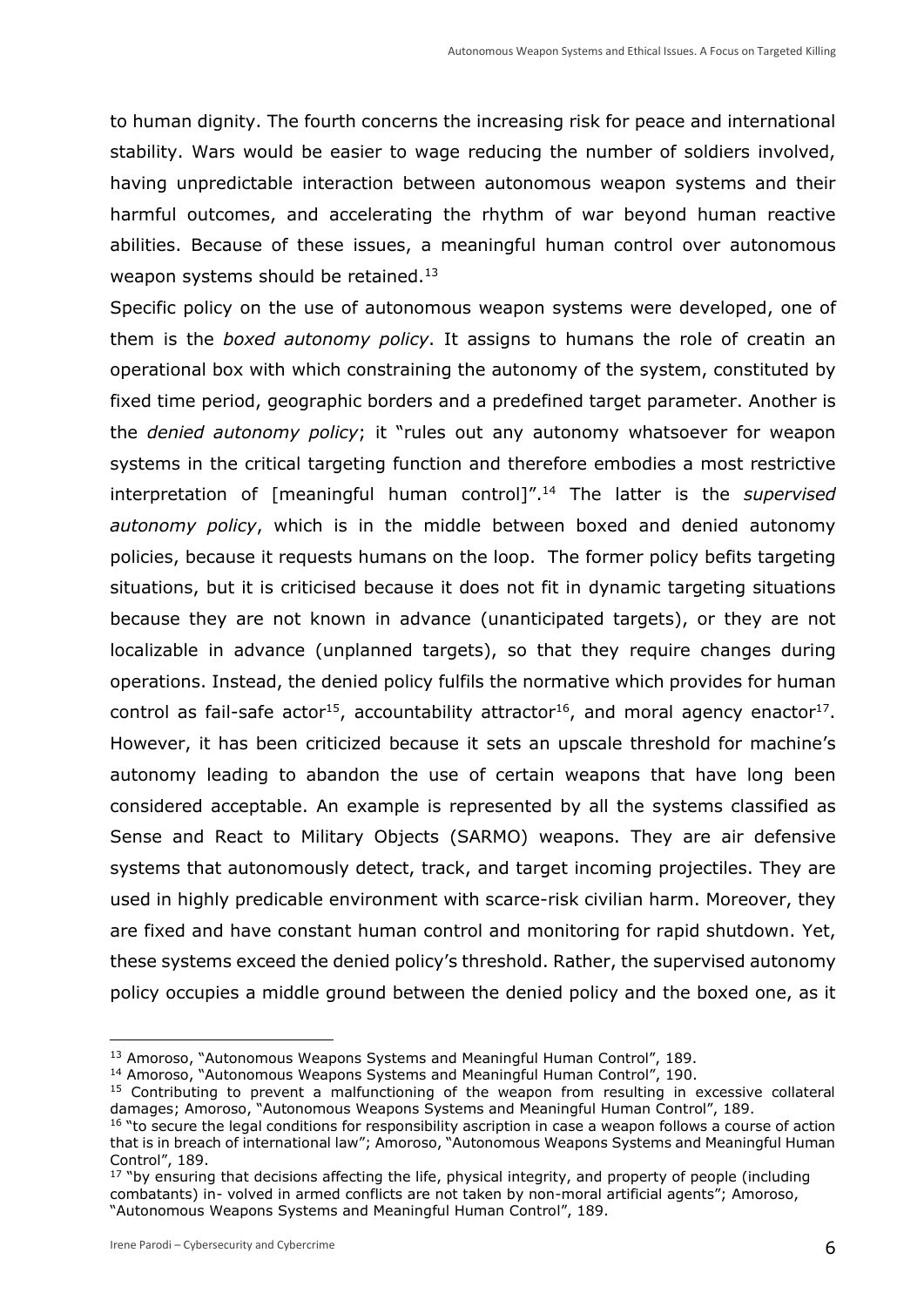to human dignity. The fourth concerns the increasing risk for peace and international stability. Wars would be easier to wage reducing the number of soldiers involved, having unpredictable interaction between autonomous weapon systems and their harmful outcomes, and accelerating the rhythm of war beyond human reactive abilities. Because of these issues, a meaningful human control over autonomous weapon systems should be retained.[13]

Specific policy on the use of autonomous weapon systems were developed, one of them is the *boxed autonomy policy*. It assigns to humans the role of creatin an operational box with which constraining the autonomy of the system, constituted by fixed time period, geographic borders and a predefined target parameter. Another is the *denied autonomy policy*; it "rules out any autonomy whatsoever for weapon systems in the critical targeting function and therefore embodies a most restrictive interpretation of [meaningful human control]".[14] The latter is the *supervised autonomy policy*, which is in the middle between boxed and denied autonomy policies, because it requests humans on the loop. The former policy befits targeting situations, but it is criticised because it does not fit in dynamic targeting situations because they are not known in advance (unanticipated targets), or they are not localizable in advance (unplanned targets), so that they require changes during operations. Instead, the denied policy fulfils the normative which provides for human control as fail-safe actor[15], accountability attractor[16], and moral agency enactor[17]. However, it has been criticized because it sets an upscale threshold for machine's autonomy leading to abandon the use of certain weapons that have long been considered acceptable. An example is represented by all the systems classified as Sense and React to Military Objects (SARMO) weapons. They are air defensive systems that autonomously detect, track, and target incoming projectiles. They are used in highly predicable environment with scarce-risk civilian harm. Moreover, they are fixed and have constant human control and monitoring for rapid shutdown. Yet, these systems exceed the denied policy's threshold. Rather, the supervised autonomy policy occupies a middle ground between the denied policy and the boxed one, as it

---

[13] Amoroso, "Autonomous Weapons Systems and Meaningful Human Control", 189.

[14] Amoroso, "Autonomous Weapons Systems and Meaningful Human Control", 190.

[15] Contributing to prevent a malfunctioning of the weapon from resulting in excessive collateral damages; Amoroso, "Autonomous Weapons Systems and Meaningful Human Control", 189.

[16] "to secure the legal conditions for responsibility ascription in case a weapon follows a course of action that is in breach of international law"; Amoroso, "Autonomous Weapons Systems and Meaningful Human Control", 189.

[17] "by ensuring that decisions affecting the life, physical integrity, and property of people (including combatants) in- volved in armed conflicts are not taken by non-moral artificial agents"; Amoroso, "Autonomous Weapons Systems and Meaningful Human Control", 189.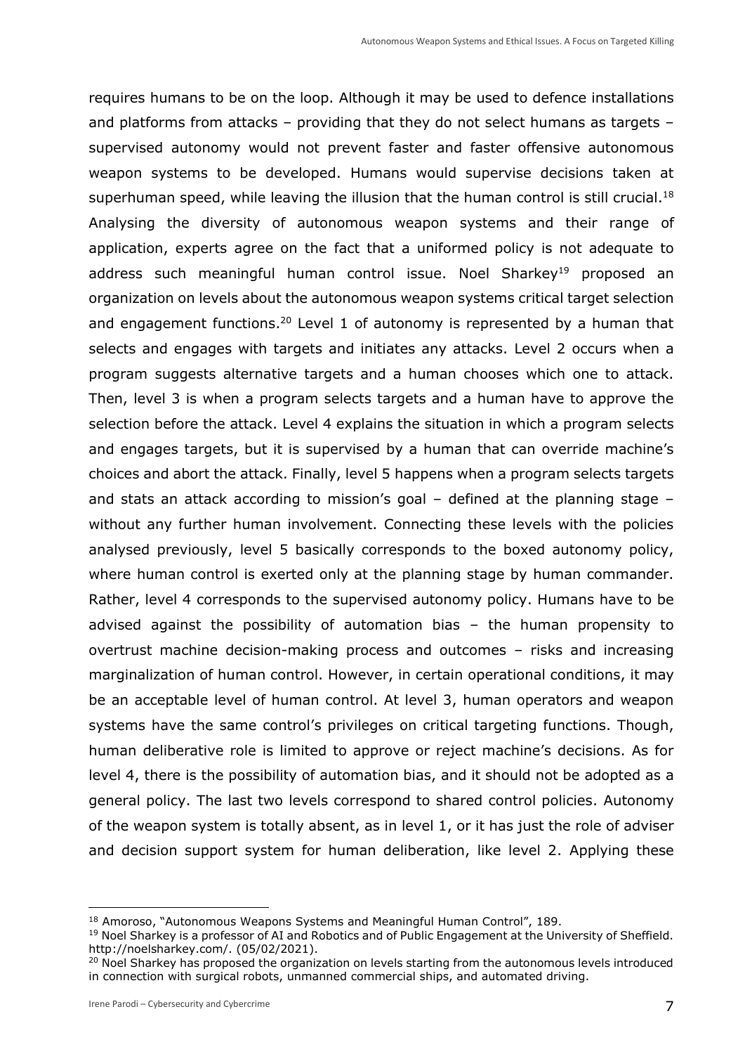requires humans to be on the loop. Although it may be used to defence installations and platforms from attacks – providing that they do not select humans as targets – supervised autonomy would not prevent faster and faster offensive autonomous weapon systems to be developed. Humans would supervise decisions taken at superhuman speed, while leaving the illusion that the human control is still crucial.[18] Analysing the diversity of autonomous weapon systems and their range of application, experts agree on the fact that a uniformed policy is not adequate to address such meaningful human control issue. Noel Sharkey[19] proposed an organization on levels about the autonomous weapon systems critical target selection and engagement functions.[20] Level 1 of autonomy is represented by a human that selects and engages with targets and initiates any attacks. Level 2 occurs when a program suggests alternative targets and a human chooses which one to attack. Then, level 3 is when a program selects targets and a human have to approve the selection before the attack. Level 4 explains the situation in which a program selects and engages targets, but it is supervised by a human that can override machine's choices and abort the attack. Finally, level 5 happens when a program selects targets and stats an attack according to mission's goal – defined at the planning stage – without any further human involvement. Connecting these levels with the policies analysed previously, level 5 basically corresponds to the boxed autonomy policy, where human control is exerted only at the planning stage by human commander. Rather, level 4 corresponds to the supervised autonomy policy. Humans have to be advised against the possibility of automation bias – the human propensity to overtrust machine decision-making process and outcomes – risks and increasing marginalization of human control. However, in certain operational conditions, it may be an acceptable level of human control. At level 3, human operators and weapon systems have the same control's privileges on critical targeting functions. Though, human deliberative role is limited to approve or reject machine's decisions. As for level 4, there is the possibility of automation bias, and it should not be adopted as a general policy. The last two levels correspond to shared control policies. Autonomy of the weapon system is totally absent, as in level 1, or it has just the role of adviser and decision support system for human deliberation, like level 2. Applying these

---

[18] Amoroso, "Autonomous Weapons Systems and Meaningful Human Control", 189.

[19] Noel Sharkey is a professor of AI and Robotics and of Public Engagement at the University of Sheffield. http://noelsharkey.com/. (05/02/2021).

[20] Noel Sharkey has proposed the organization on levels starting from the autonomous levels introduced in connection with surgical robots, unmanned commercial ships, and automated driving.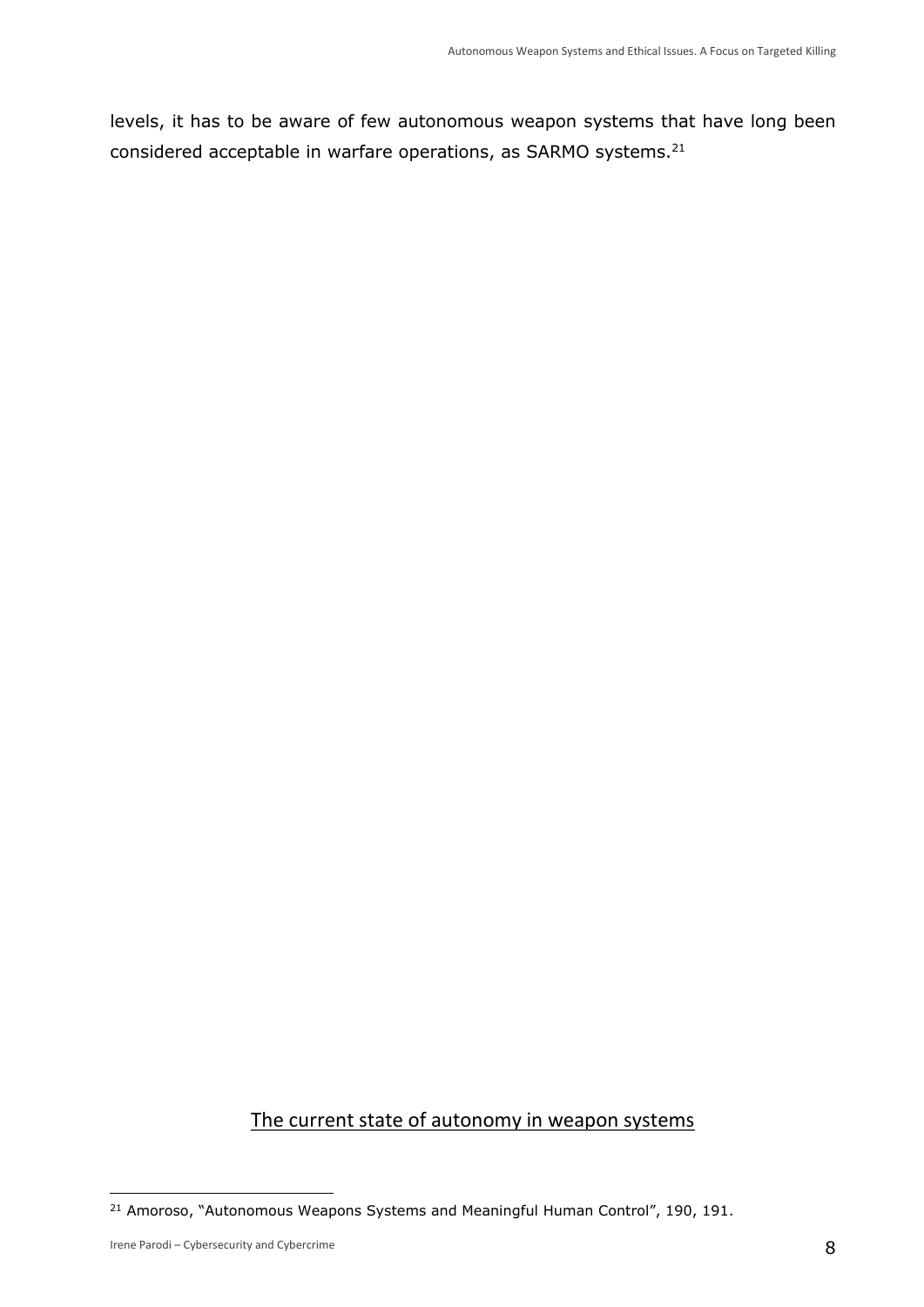levels, it has to be aware of few autonomous weapon systems that have long been considered acceptable in warfare operations, as SARMO systems.[21]

## The current state of autonomy in weapon systems

[21] Amoroso, "Autonomous Weapons Systems and Meaningful Human Control", 190, 191.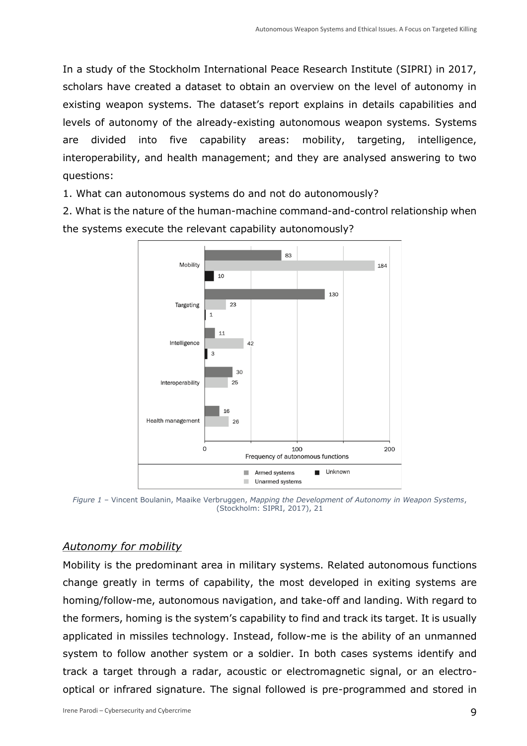In a study of the Stockholm International Peace Research Institute (SIPRI) in 2017, scholars have created a dataset to obtain an overview on the level of autonomy in existing weapon systems. The dataset's report explains in details capabilities and levels of autonomy of the already-existing autonomous weapon systems. Systems are divided into five capability areas: mobility, targeting, intelligence, interoperability, and health management; and they are analysed answering to two questions:

1. What can autonomous systems do and not do autonomously?
2. What is the nature of the human-machine command-and-control relationship when the systems execute the relevant capability autonomously?

| | Armed systems | Unarmed systems | Unknown |
|---|---|---|---|
| Mobility | 83 | 184 | 10 |
| Targeting | 130 | 23 | 1 |
| Intelligence | 11 | 42 | 3 |
| Interoperability | 30 | 25 | |
| Health management | 16 | 26 | |

Frequency of autonomous functions

*Figure 1* – Vincent Boulanin, Maaike Verbruggen, *Mapping the Development of Autonomy in Weapon Systems*, (Stockholm: SIPRI, 2017), 21

## *Autonomy for mobility*

Mobility is the predominant area in military systems. Related autonomous functions change greatly in terms of capability, the most developed in exiting systems are homing/follow-me, autonomous navigation, and take-off and landing. With regard to the formers, homing is the system's capability to find and track its target. It is usually applicated in missiles technology. Instead, follow-me is the ability of an unmanned system to follow another system or a soldier. In both cases systems identify and track a target through a radar, acoustic or electromagnetic signal, or an electro-optical or infrared signature. The signal followed is pre-programmed and stored in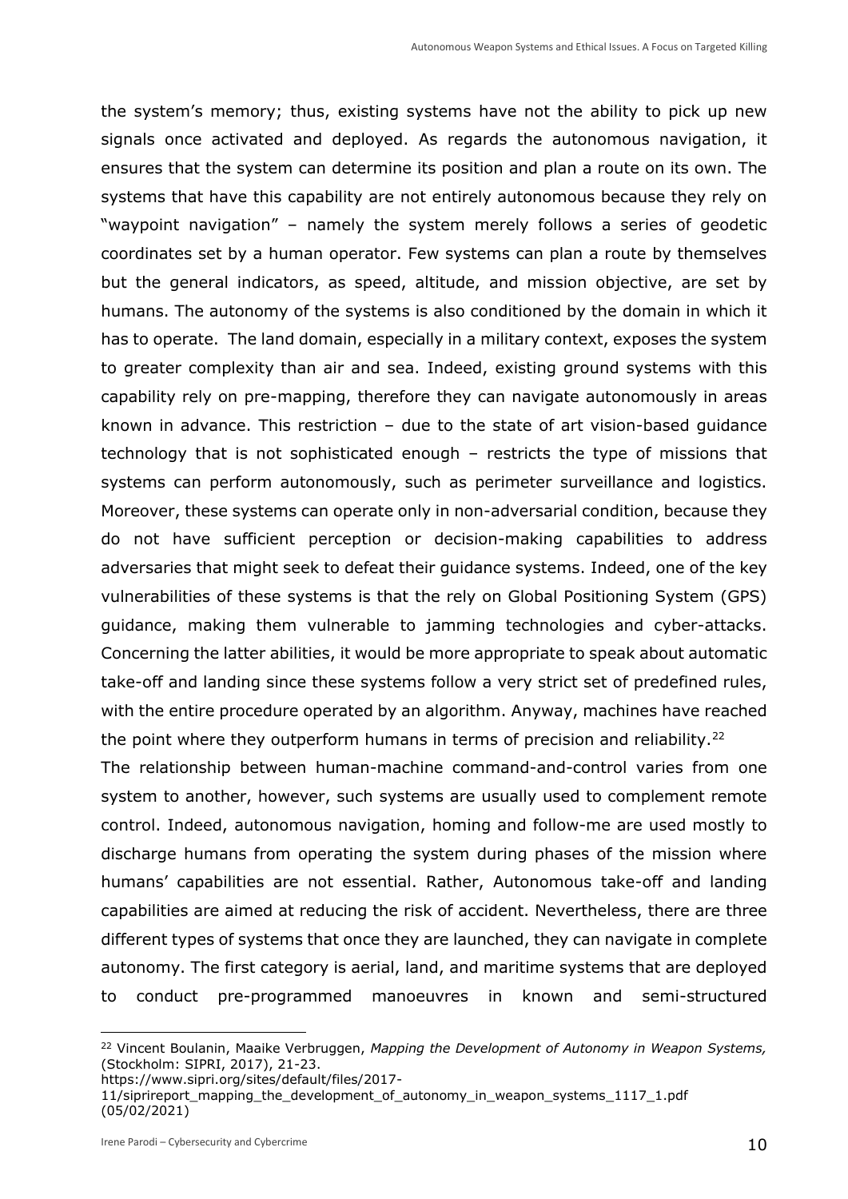the system's memory; thus, existing systems have not the ability to pick up new signals once activated and deployed. As regards the autonomous navigation, it ensures that the system can determine its position and plan a route on its own. The systems that have this capability are not entirely autonomous because they rely on "waypoint navigation" – namely the system merely follows a series of geodetic coordinates set by a human operator. Few systems can plan a route by themselves but the general indicators, as speed, altitude, and mission objective, are set by humans. The autonomy of the systems is also conditioned by the domain in which it has to operate. The land domain, especially in a military context, exposes the system to greater complexity than air and sea. Indeed, existing ground systems with this capability rely on pre-mapping, therefore they can navigate autonomously in areas known in advance. This restriction – due to the state of art vision-based guidance technology that is not sophisticated enough – restricts the type of missions that systems can perform autonomously, such as perimeter surveillance and logistics. Moreover, these systems can operate only in non-adversarial condition, because they do not have sufficient perception or decision-making capabilities to address adversaries that might seek to defeat their guidance systems. Indeed, one of the key vulnerabilities of these systems is that the rely on Global Positioning System (GPS) guidance, making them vulnerable to jamming technologies and cyber-attacks. Concerning the latter abilities, it would be more appropriate to speak about automatic take-off and landing since these systems follow a very strict set of predefined rules, with the entire procedure operated by an algorithm. Anyway, machines have reached the point where they outperform humans in terms of precision and reliability.[22]

The relationship between human-machine command-and-control varies from one system to another, however, such systems are usually used to complement remote control. Indeed, autonomous navigation, homing and follow-me are used mostly to discharge humans from operating the system during phases of the mission where humans' capabilities are not essential. Rather, Autonomous take-off and landing capabilities are aimed at reducing the risk of accident. Nevertheless, there are three different types of systems that once they are launched, they can navigate in complete autonomy. The first category is aerial, land, and maritime systems that are deployed to conduct pre-programmed manoeuvres in known and semi-structured

---

[22] Vincent Boulanin, Maaike Verbruggen, *Mapping the Development of Autonomy in Weapon Systems,* (Stockholm: SIPRI, 2017), 21-23.
https://www.sipri.org/sites/default/files/2017-11/siprireport_mapping_the_development_of_autonomy_in_weapon_systems_1117_1.pdf (05/02/2021)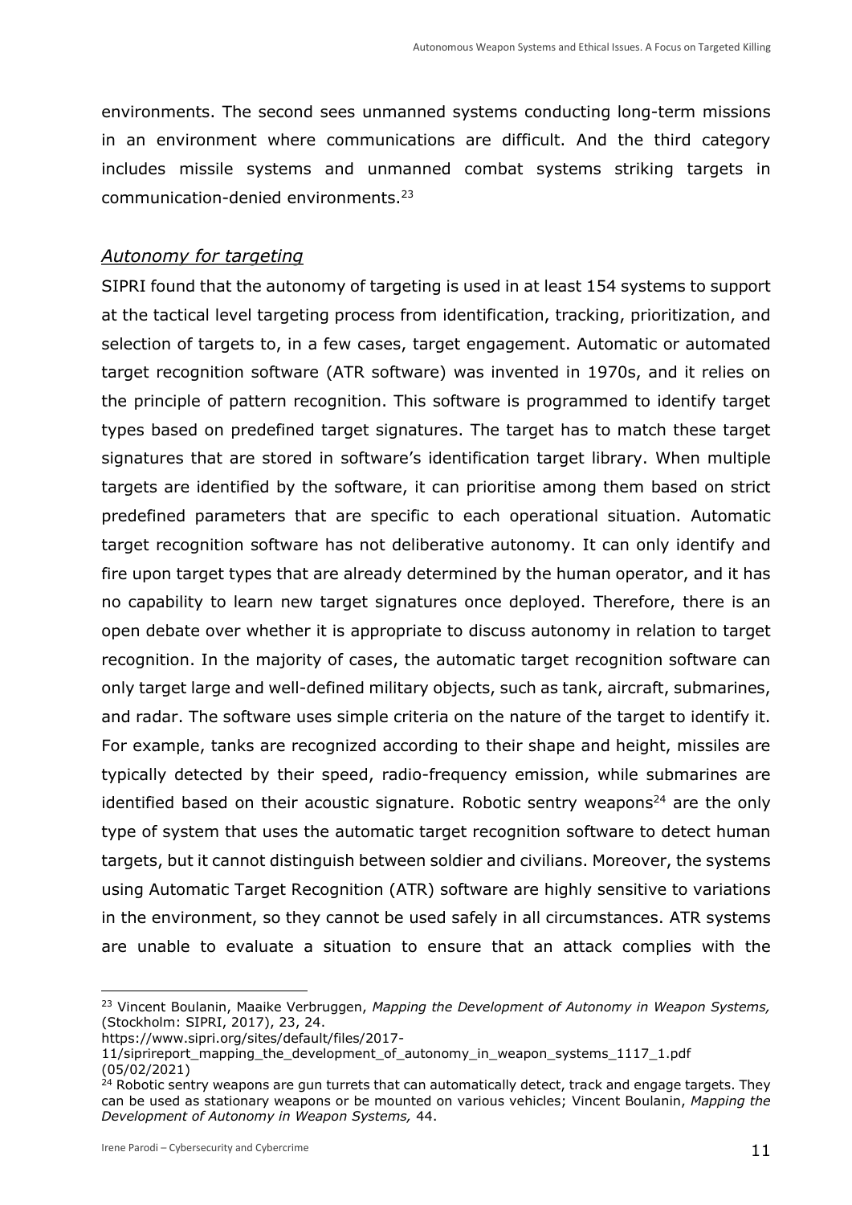environments. The second sees unmanned systems conducting long-term missions in an environment where communications are difficult. And the third category includes missile systems and unmanned combat systems striking targets in communication-denied environments.[23]

### *Autonomy for targeting*

SIPRI found that the autonomy of targeting is used in at least 154 systems to support at the tactical level targeting process from identification, tracking, prioritization, and selection of targets to, in a few cases, target engagement. Automatic or automated target recognition software (ATR software) was invented in 1970s, and it relies on the principle of pattern recognition. This software is programmed to identify target types based on predefined target signatures. The target has to match these target signatures that are stored in software's identification target library. When multiple targets are identified by the software, it can prioritise among them based on strict predefined parameters that are specific to each operational situation. Automatic target recognition software has not deliberative autonomy. It can only identify and fire upon target types that are already determined by the human operator, and it has no capability to learn new target signatures once deployed. Therefore, there is an open debate over whether it is appropriate to discuss autonomy in relation to target recognition. In the majority of cases, the automatic target recognition software can only target large and well-defined military objects, such as tank, aircraft, submarines, and radar. The software uses simple criteria on the nature of the target to identify it. For example, tanks are recognized according to their shape and height, missiles are typically detected by their speed, radio-frequency emission, while submarines are identified based on their acoustic signature. Robotic sentry weapons[24] are the only type of system that uses the automatic target recognition software to detect human targets, but it cannot distinguish between soldier and civilians. Moreover, the systems using Automatic Target Recognition (ATR) software are highly sensitive to variations in the environment, so they cannot be used safely in all circumstances. ATR systems are unable to evaluate a situation to ensure that an attack complies with the

---

[23] Vincent Boulanin, Maaike Verbruggen, *Mapping the Development of Autonomy in Weapon Systems,* (Stockholm: SIPRI, 2017), 23, 24. https://www.sipri.org/sites/default/files/2017-11/siprireport_mapping_the_development_of_autonomy_in_weapon_systems_1117_1.pdf (05/02/2021)

[24] Robotic sentry weapons are gun turrets that can automatically detect, track and engage targets. They can be used as stationary weapons or be mounted on various vehicles; Vincent Boulanin, *Mapping the Development of Autonomy in Weapon Systems,* 44.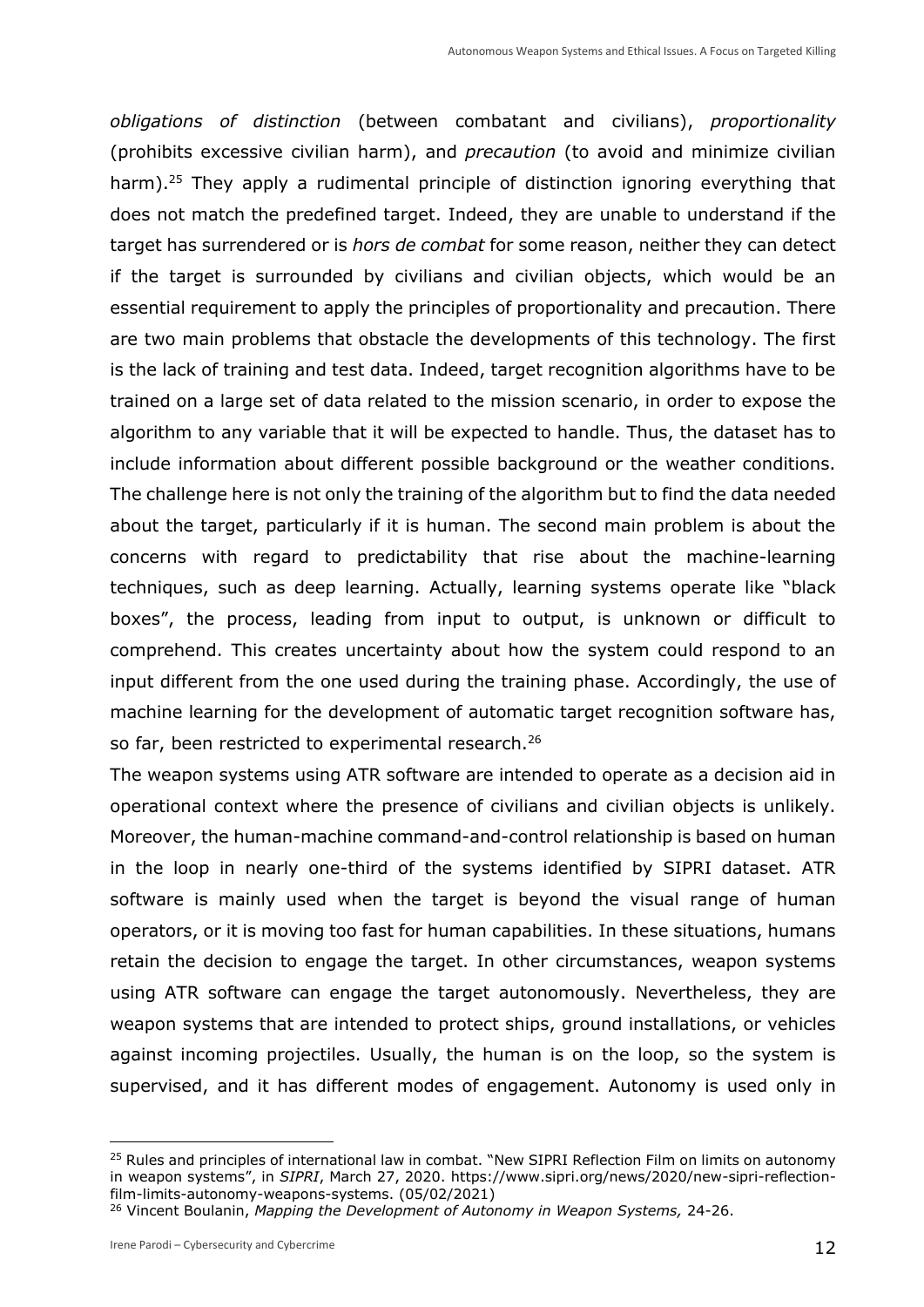*obligations of distinction* (between combatant and civilians), *proportionality* (prohibits excessive civilian harm), and *precaution* (to avoid and minimize civilian harm).[25] They apply a rudimental principle of distinction ignoring everything that does not match the predefined target. Indeed, they are unable to understand if the target has surrendered or is *hors de combat* for some reason, neither they can detect if the target is surrounded by civilians and civilian objects, which would be an essential requirement to apply the principles of proportionality and precaution. There are two main problems that obstacle the developments of this technology. The first is the lack of training and test data. Indeed, target recognition algorithms have to be trained on a large set of data related to the mission scenario, in order to expose the algorithm to any variable that it will be expected to handle. Thus, the dataset has to include information about different possible background or the weather conditions. The challenge here is not only the training of the algorithm but to find the data needed about the target, particularly if it is human. The second main problem is about the concerns with regard to predictability that rise about the machine-learning techniques, such as deep learning. Actually, learning systems operate like "black boxes", the process, leading from input to output, is unknown or difficult to comprehend. This creates uncertainty about how the system could respond to an input different from the one used during the training phase. Accordingly, the use of machine learning for the development of automatic target recognition software has, so far, been restricted to experimental research.[26]

The weapon systems using ATR software are intended to operate as a decision aid in operational context where the presence of civilians and civilian objects is unlikely. Moreover, the human-machine command-and-control relationship is based on human in the loop in nearly one-third of the systems identified by SIPRI dataset. ATR software is mainly used when the target is beyond the visual range of human operators, or it is moving too fast for human capabilities. In these situations, humans retain the decision to engage the target. In other circumstances, weapon systems using ATR software can engage the target autonomously. Nevertheless, they are weapon systems that are intended to protect ships, ground installations, or vehicles against incoming projectiles. Usually, the human is on the loop, so the system is supervised, and it has different modes of engagement. Autonomy is used only in

---

[25] Rules and principles of international law in combat. "New SIPRI Reflection Film on limits on autonomy in weapon systems", in *SIPRI*, March 27, 2020. https://www.sipri.org/news/2020/new-sipri-reflection-film-limits-autonomy-weapons-systems. (05/02/2021)

[26] Vincent Boulanin, *Mapping the Development of Autonomy in Weapon Systems,* 24-26.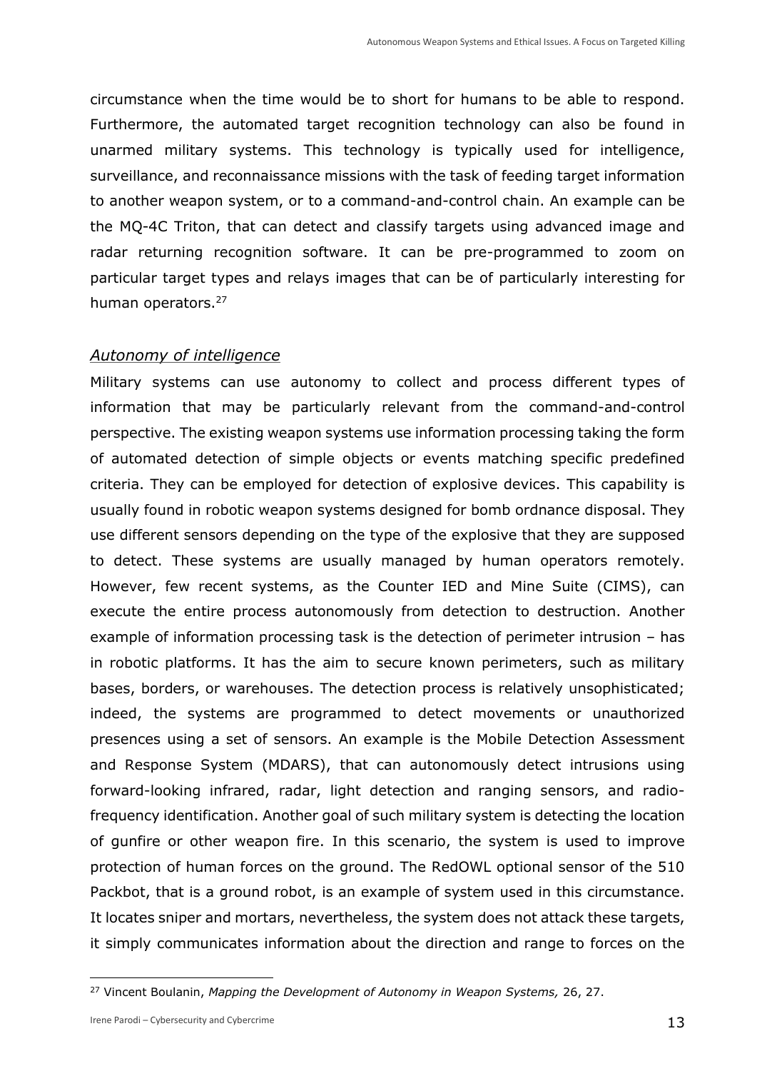circumstance when the time would be to short for humans to be able to respond. Furthermore, the automated target recognition technology can also be found in unarmed military systems. This technology is typically used for intelligence, surveillance, and reconnaissance missions with the task of feeding target information to another weapon system, or to a command-and-control chain. An example can be the MQ-4C Triton, that can detect and classify targets using advanced image and radar returning recognition software. It can be pre-programmed to zoom on particular target types and relays images that can be of particularly interesting for human operators.[27]

### *Autonomy of intelligence*

Military systems can use autonomy to collect and process different types of information that may be particularly relevant from the command-and-control perspective. The existing weapon systems use information processing taking the form of automated detection of simple objects or events matching specific predefined criteria. They can be employed for detection of explosive devices. This capability is usually found in robotic weapon systems designed for bomb ordnance disposal. They use different sensors depending on the type of the explosive that they are supposed to detect. These systems are usually managed by human operators remotely. However, few recent systems, as the Counter IED and Mine Suite (CIMS), can execute the entire process autonomously from detection to destruction. Another example of information processing task is the detection of perimeter intrusion – has in robotic platforms. It has the aim to secure known perimeters, such as military bases, borders, or warehouses. The detection process is relatively unsophisticated; indeed, the systems are programmed to detect movements or unauthorized presences using a set of sensors. An example is the Mobile Detection Assessment and Response System (MDARS), that can autonomously detect intrusions using forward-looking infrared, radar, light detection and ranging sensors, and radio-frequency identification. Another goal of such military system is detecting the location of gunfire or other weapon fire. In this scenario, the system is used to improve protection of human forces on the ground. The RedOWL optional sensor of the 510 Packbot, that is a ground robot, is an example of system used in this circumstance. It locates sniper and mortars, nevertheless, the system does not attack these targets, it simply communicates information about the direction and range to forces on the

---

[27] Vincent Boulanin, *Mapping the Development of Autonomy in Weapon Systems,* 26, 27.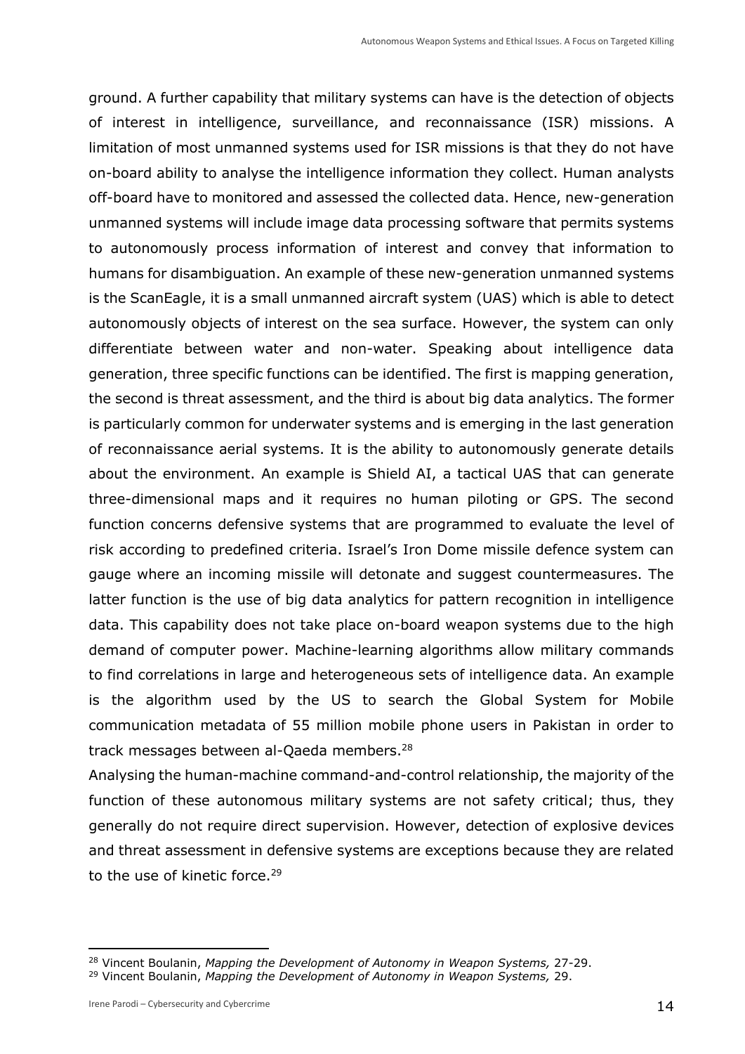ground. A further capability that military systems can have is the detection of objects of interest in intelligence, surveillance, and reconnaissance (ISR) missions. A limitation of most unmanned systems used for ISR missions is that they do not have on-board ability to analyse the intelligence information they collect. Human analysts off-board have to monitored and assessed the collected data. Hence, new-generation unmanned systems will include image data processing software that permits systems to autonomously process information of interest and convey that information to humans for disambiguation. An example of these new-generation unmanned systems is the ScanEagle, it is a small unmanned aircraft system (UAS) which is able to detect autonomously objects of interest on the sea surface. However, the system can only differentiate between water and non-water. Speaking about intelligence data generation, three specific functions can be identified. The first is mapping generation, the second is threat assessment, and the third is about big data analytics. The former is particularly common for underwater systems and is emerging in the last generation of reconnaissance aerial systems. It is the ability to autonomously generate details about the environment. An example is Shield AI, a tactical UAS that can generate three-dimensional maps and it requires no human piloting or GPS. The second function concerns defensive systems that are programmed to evaluate the level of risk according to predefined criteria. Israel's Iron Dome missile defence system can gauge where an incoming missile will detonate and suggest countermeasures. The latter function is the use of big data analytics for pattern recognition in intelligence data. This capability does not take place on-board weapon systems due to the high demand of computer power. Machine-learning algorithms allow military commands to find correlations in large and heterogeneous sets of intelligence data. An example is the algorithm used by the US to search the Global System for Mobile communication metadata of 55 million mobile phone users in Pakistan in order to track messages between al-Qaeda members.[28]

Analysing the human-machine command-and-control relationship, the majority of the function of these autonomous military systems are not safety critical; thus, they generally do not require direct supervision. However, detection of explosive devices and threat assessment in defensive systems are exceptions because they are related to the use of kinetic force.[29]

---

[28] Vincent Boulanin, *Mapping the Development of Autonomy in Weapon Systems,* 27-29.

[29] Vincent Boulanin, *Mapping the Development of Autonomy in Weapon Systems,* 29.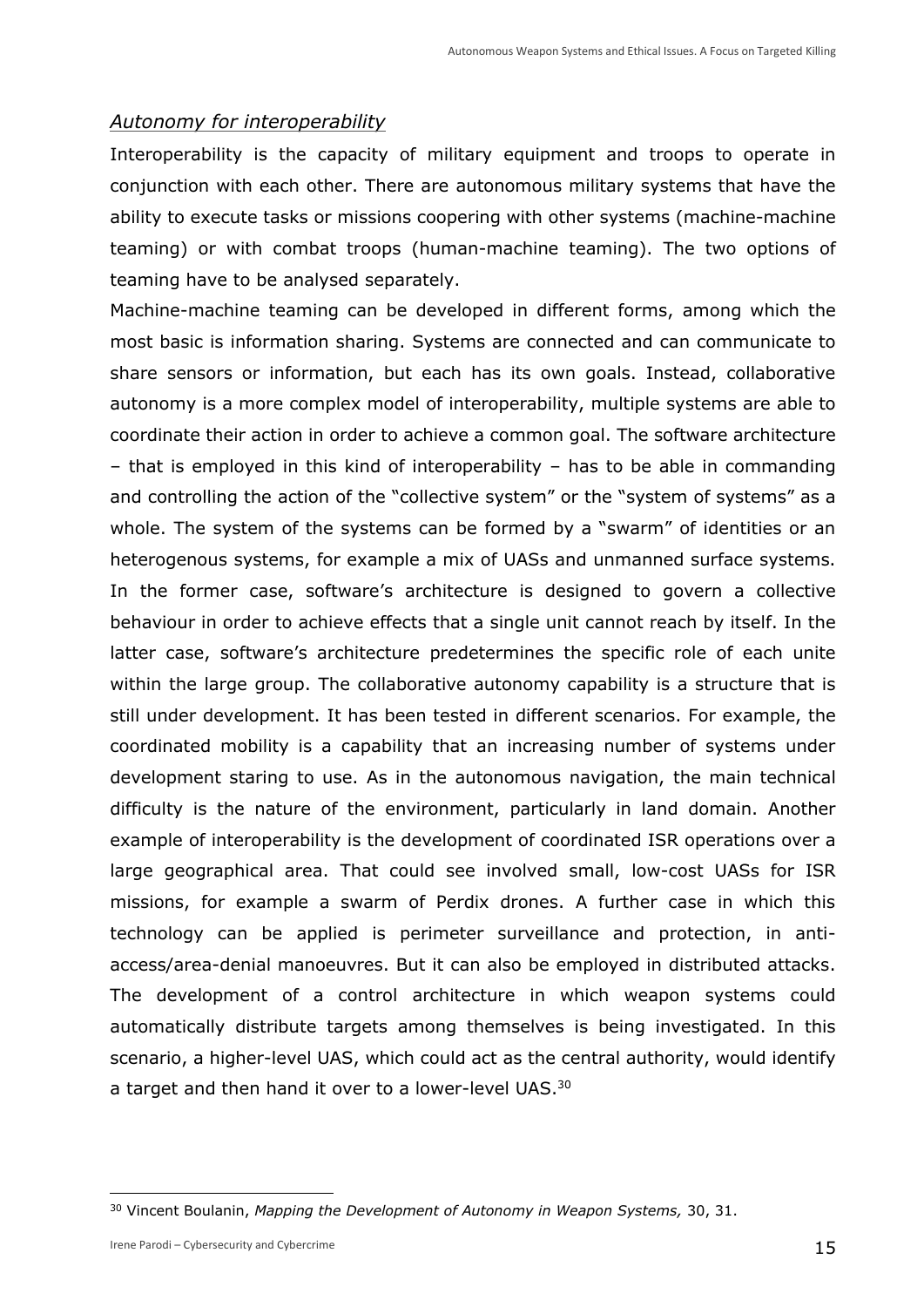### *Autonomy for interoperability*

Interoperability is the capacity of military equipment and troops to operate in conjunction with each other. There are autonomous military systems that have the ability to execute tasks or missions coopering with other systems (machine-machine teaming) or with combat troops (human-machine teaming). The two options of teaming have to be analysed separately.

Machine-machine teaming can be developed in different forms, among which the most basic is information sharing. Systems are connected and can communicate to share sensors or information, but each has its own goals. Instead, collaborative autonomy is a more complex model of interoperability, multiple systems are able to coordinate their action in order to achieve a common goal. The software architecture – that is employed in this kind of interoperability – has to be able in commanding and controlling the action of the "collective system" or the "system of systems" as a whole. The system of the systems can be formed by a "swarm" of identities or an heterogenous systems, for example a mix of UASs and unmanned surface systems. In the former case, software's architecture is designed to govern a collective behaviour in order to achieve effects that a single unit cannot reach by itself. In the latter case, software's architecture predetermines the specific role of each unite within the large group. The collaborative autonomy capability is a structure that is still under development. It has been tested in different scenarios. For example, the coordinated mobility is a capability that an increasing number of systems under development staring to use. As in the autonomous navigation, the main technical difficulty is the nature of the environment, particularly in land domain. Another example of interoperability is the development of coordinated ISR operations over a large geographical area. That could see involved small, low-cost UASs for ISR missions, for example a swarm of Perdix drones. A further case in which this technology can be applied is perimeter surveillance and protection, in anti-access/area-denial manoeuvres. But it can also be employed in distributed attacks. The development of a control architecture in which weapon systems could automatically distribute targets among themselves is being investigated. In this scenario, a higher-level UAS, which could act as the central authority, would identify a target and then hand it over to a lower-level UAS.[30]

---

[30] Vincent Boulanin, *Mapping the Development of Autonomy in Weapon Systems,* 30, 31.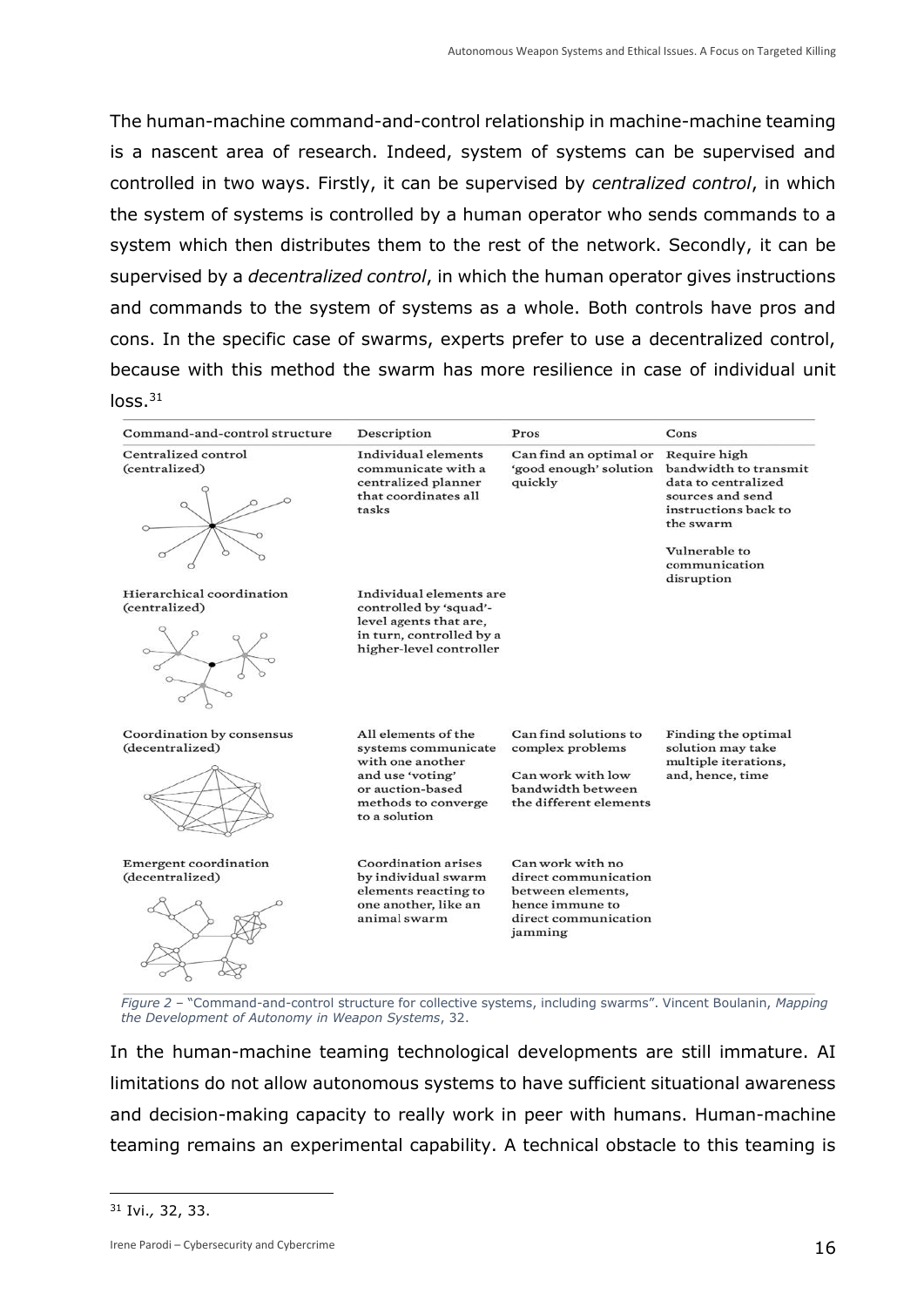The human-machine command-and-control relationship in machine-machine teaming is a nascent area of research. Indeed, system of systems can be supervised and controlled in two ways. Firstly, it can be supervised by *centralized control*, in which the system of systems is controlled by a human operator who sends commands to a system which then distributes them to the rest of the network. Secondly, it can be supervised by a *decentralized control*, in which the human operator gives instructions and commands to the system of systems as a whole. Both controls have pros and cons. In the specific case of swarms, experts prefer to use a decentralized control, because with this method the swarm has more resilience in case of individual unit loss.[31]

| Command-and-control structure | Description | Pros | Cons |
|---|---|---|---|
| Centralized control (centralized) | Individual elements communicate with a centralized planner that coordinates all tasks | Can find an optimal or 'good enough' solution quickly | Require high bandwidth to transmit data to centralized sources and send instructions back to the swarm<br><br>Vulnerable to communication disruption |
| Hierarchical coordination (centralized) | Individual elements are controlled by 'squad'-level agents that are, in turn, controlled by a higher-level controller | | |
| Coordination by consensus (decentralized) | All elements of the systems communicate with one another and use 'voting' or auction-based methods to converge to a solution | Can find solutions to complex problems<br><br>Can work with low bandwidth between the different elements | Finding the optimal solution may take multiple iterations, and, hence, time |
| Emergent coordination (decentralized) | Coordination arises by individual swarm elements reacting to one another, like an animal swarm | Can work with no direct communication between elements, hence immune to direct communication jamming | |

*Figure 2* – "Command-and-control structure for collective systems, including swarms". Vincent Boulanin, *Mapping the Development of Autonomy in Weapon Systems*, 32.

In the human-machine teaming technological developments are still immature. AI limitations do not allow autonomous systems to have sufficient situational awareness and decision-making capacity to really work in peer with humans. Human-machine teaming remains an experimental capability. A technical obstacle to this teaming is

[31] Ivi., 32, 33.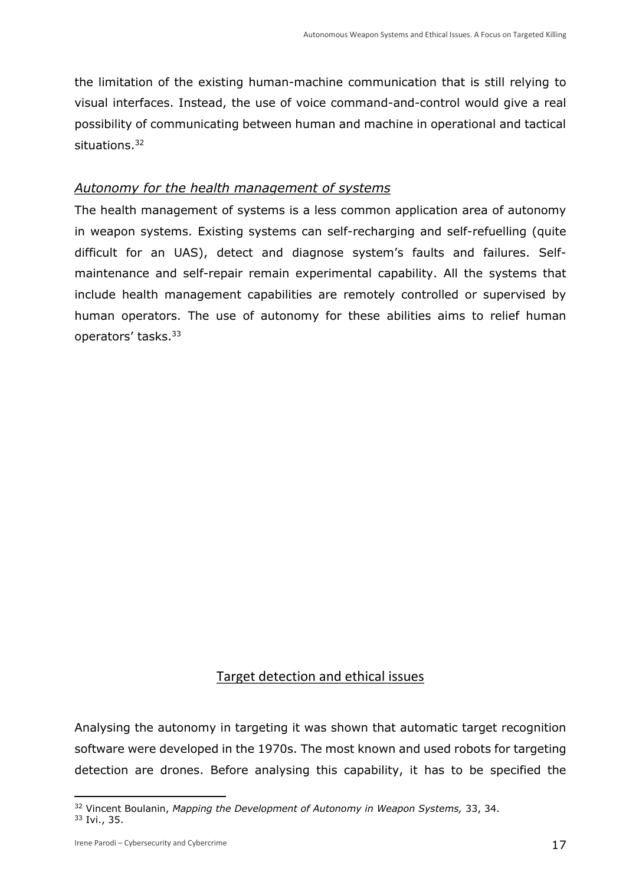the limitation of the existing human-machine communication that is still relying to visual interfaces. Instead, the use of voice command-and-control would give a real possibility of communicating between human and machine in operational and tactical situations.[32]

### *Autonomy for the health management of systems*

The health management of systems is a less common application area of autonomy in weapon systems. Existing systems can self-recharging and self-refuelling (quite difficult for an UAS), detect and diagnose system's faults and failures. Self-maintenance and self-repair remain experimental capability. All the systems that include health management capabilities are remotely controlled or supervised by human operators. The use of autonomy for these abilities aims to relief human operators' tasks.[33]

## Target detection and ethical issues

Analysing the autonomy in targeting it was shown that automatic target recognition software were developed in the 1970s. The most known and used robots for targeting detection are drones. Before analysing this capability, it has to be specified the

---

[32] Vincent Boulanin, *Mapping the Development of Autonomy in Weapon Systems,* 33, 34.

[33] Ivi., 35.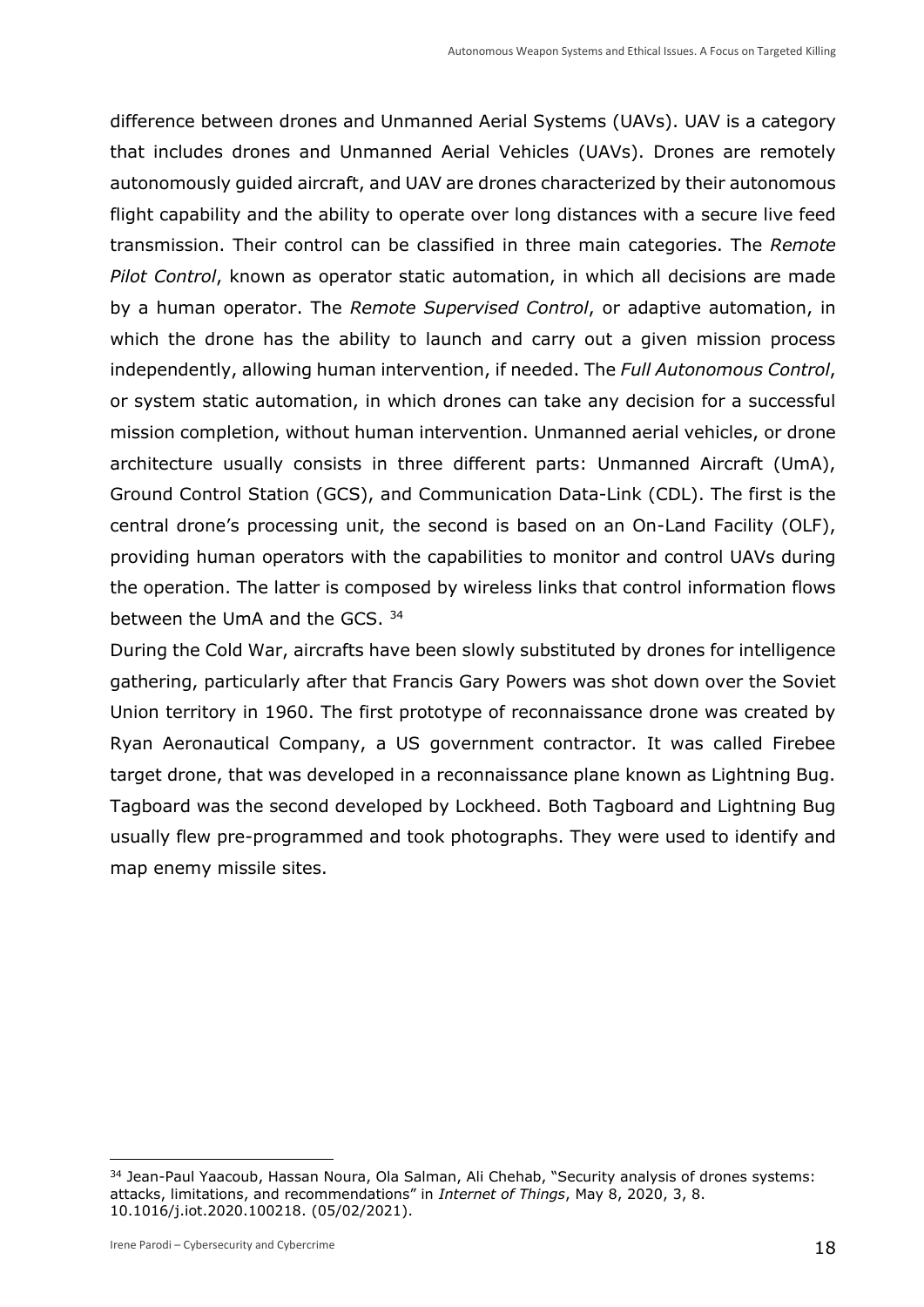difference between drones and Unmanned Aerial Systems (UAVs). UAV is a category that includes drones and Unmanned Aerial Vehicles (UAVs). Drones are remotely autonomously guided aircraft, and UAV are drones characterized by their autonomous flight capability and the ability to operate over long distances with a secure live feed transmission. Their control can be classified in three main categories. The *Remote Pilot Control*, known as operator static automation, in which all decisions are made by a human operator. The *Remote Supervised Control*, or adaptive automation, in which the drone has the ability to launch and carry out a given mission process independently, allowing human intervention, if needed. The *Full Autonomous Control*, or system static automation, in which drones can take any decision for a successful mission completion, without human intervention. Unmanned aerial vehicles, or drone architecture usually consists in three different parts: Unmanned Aircraft (UmA), Ground Control Station (GCS), and Communication Data-Link (CDL). The first is the central drone's processing unit, the second is based on an On-Land Facility (OLF), providing human operators with the capabilities to monitor and control UAVs during the operation. The latter is composed by wireless links that control information flows between the UmA and the GCS. [34]

During the Cold War, aircrafts have been slowly substituted by drones for intelligence gathering, particularly after that Francis Gary Powers was shot down over the Soviet Union territory in 1960. The first prototype of reconnaissance drone was created by Ryan Aeronautical Company, a US government contractor. It was called Firebee target drone, that was developed in a reconnaissance plane known as Lightning Bug. Tagboard was the second developed by Lockheed. Both Tagboard and Lightning Bug usually flew pre-programmed and took photographs. They were used to identify and map enemy missile sites.

---

[34] Jean-Paul Yaacoub, Hassan Noura, Ola Salman, Ali Chehab, "Security analysis of drones systems: attacks, limitations, and recommendations" in *Internet of Things*, May 8, 2020, 3, 8. 10.1016/j.iot.2020.100218. (05/02/2021).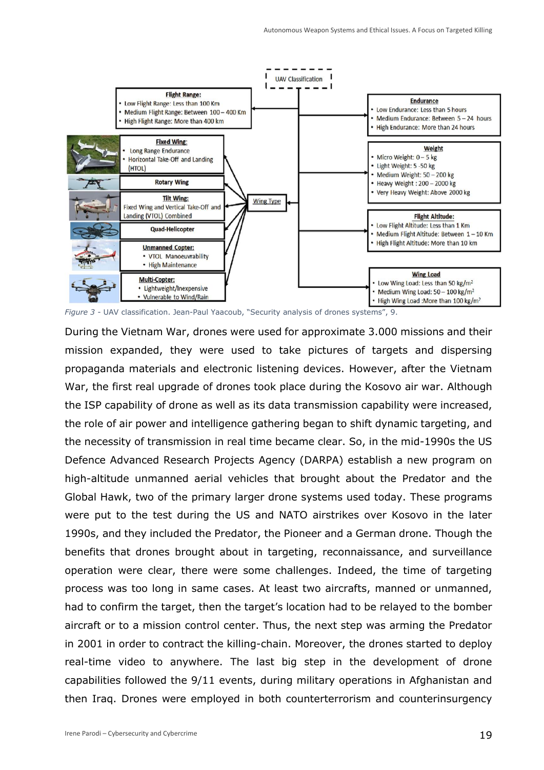*Figure 3* - UAV classification. Jean-Paul Yaacoub, "Security analysis of drones systems", 9.

During the Vietnam War, drones were used for approximate 3.000 missions and their mission expanded, they were used to take pictures of targets and dispersing propaganda materials and electronic listening devices. However, after the Vietnam War, the first real upgrade of drones took place during the Kosovo air war. Although the ISP capability of drone as well as its data transmission capability were increased, the role of air power and intelligence gathering began to shift dynamic targeting, and the necessity of transmission in real time became clear. So, in the mid-1990s the US Defence Advanced Research Projects Agency (DARPA) establish a new program on high-altitude unmanned aerial vehicles that brought about the Predator and the Global Hawk, two of the primary larger drone systems used today. These programs were put to the test during the US and NATO airstrikes over Kosovo in the later 1990s, and they included the Predator, the Pioneer and a German drone. Though the benefits that drones brought about in targeting, reconnaissance, and surveillance operation were clear, there were some challenges. Indeed, the time of targeting process was too long in same cases. At least two aircrafts, manned or unmanned, had to confirm the target, then the target's location had to be relayed to the bomber aircraft or to a mission control center. Thus, the next step was arming the Predator in 2001 in order to contract the killing-chain. Moreover, the drones started to deploy real-time video to anywhere. The last big step in the development of drone capabilities followed the 9/11 events, during military operations in Afghanistan and then Iraq. Drones were employed in both counterterrorism and counterinsurgency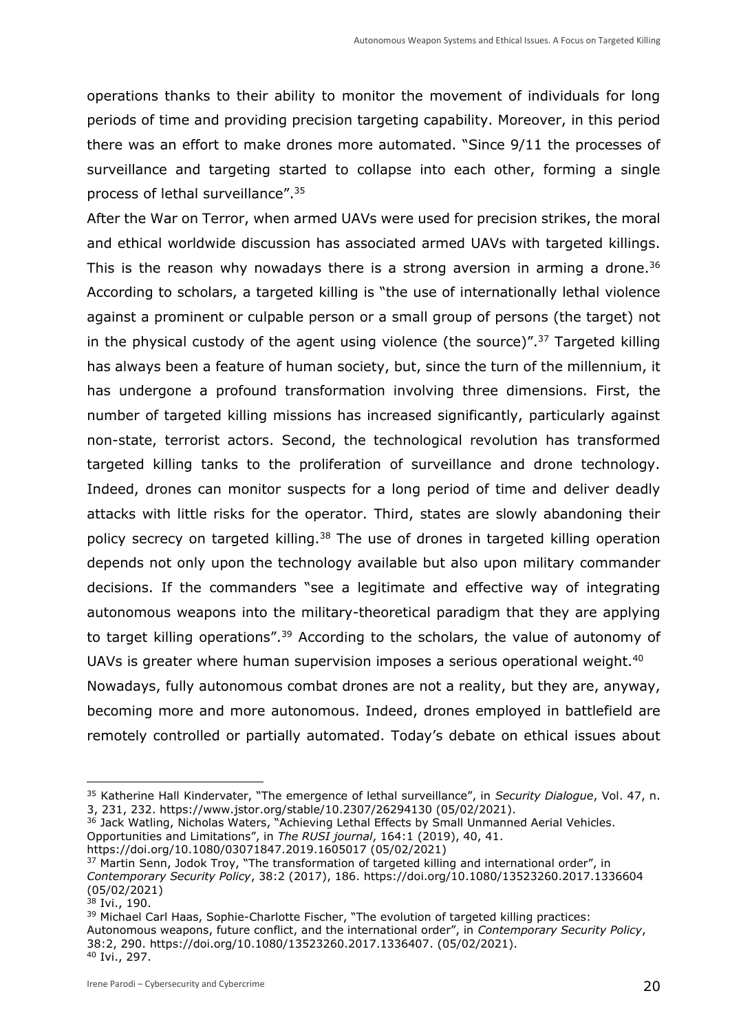operations thanks to their ability to monitor the movement of individuals for long periods of time and providing precision targeting capability. Moreover, in this period there was an effort to make drones more automated. "Since 9/11 the processes of surveillance and targeting started to collapse into each other, forming a single process of lethal surveillance".[35]

After the War on Terror, when armed UAVs were used for precision strikes, the moral and ethical worldwide discussion has associated armed UAVs with targeted killings. This is the reason why nowadays there is a strong aversion in arming a drone.[36] According to scholars, a targeted killing is "the use of internationally lethal violence against a prominent or culpable person or a small group of persons (the target) not in the physical custody of the agent using violence (the source)".[37] Targeted killing has always been a feature of human society, but, since the turn of the millennium, it has undergone a profound transformation involving three dimensions. First, the number of targeted killing missions has increased significantly, particularly against non-state, terrorist actors. Second, the technological revolution has transformed targeted killing tanks to the proliferation of surveillance and drone technology. Indeed, drones can monitor suspects for a long period of time and deliver deadly attacks with little risks for the operator. Third, states are slowly abandoning their policy secrecy on targeted killing.[38] The use of drones in targeted killing operation depends not only upon the technology available but also upon military commander decisions. If the commanders "see a legitimate and effective way of integrating autonomous weapons into the military-theoretical paradigm that they are applying to target killing operations".[39] According to the scholars, the value of autonomy of UAVs is greater where human supervision imposes a serious operational weight.[40]

Nowadays, fully autonomous combat drones are not a reality, but they are, anyway, becoming more and more autonomous. Indeed, drones employed in battlefield are remotely controlled or partially automated. Today's debate on ethical issues about

---

[35] Katherine Hall Kindervater, "The emergence of lethal surveillance", in *Security Dialogue*, Vol. 47, n. 3, 231, 232. https://www.jstor.org/stable/10.2307/26294130 (05/02/2021).

[36] Jack Watling, Nicholas Waters, "Achieving Lethal Effects by Small Unmanned Aerial Vehicles. Opportunities and Limitations", in *The RUSI journal*, 164:1 (2019), 40, 41. https://doi.org/10.1080/03071847.2019.1605017 (05/02/2021)

[37] Martin Senn, Jodok Troy, "The transformation of targeted killing and international order", in *Contemporary Security Policy*, 38:2 (2017), 186. https://doi.org/10.1080/13523260.2017.1336604 (05/02/2021)

[38] Ivi., 190.

[39] Michael Carl Haas, Sophie-Charlotte Fischer, "The evolution of targeted killing practices: Autonomous weapons, future conflict, and the international order", in *Contemporary Security Policy*, 38:2, 290. https://doi.org/10.1080/13523260.2017.1336407. (05/02/2021).

[40] Ivi., 297.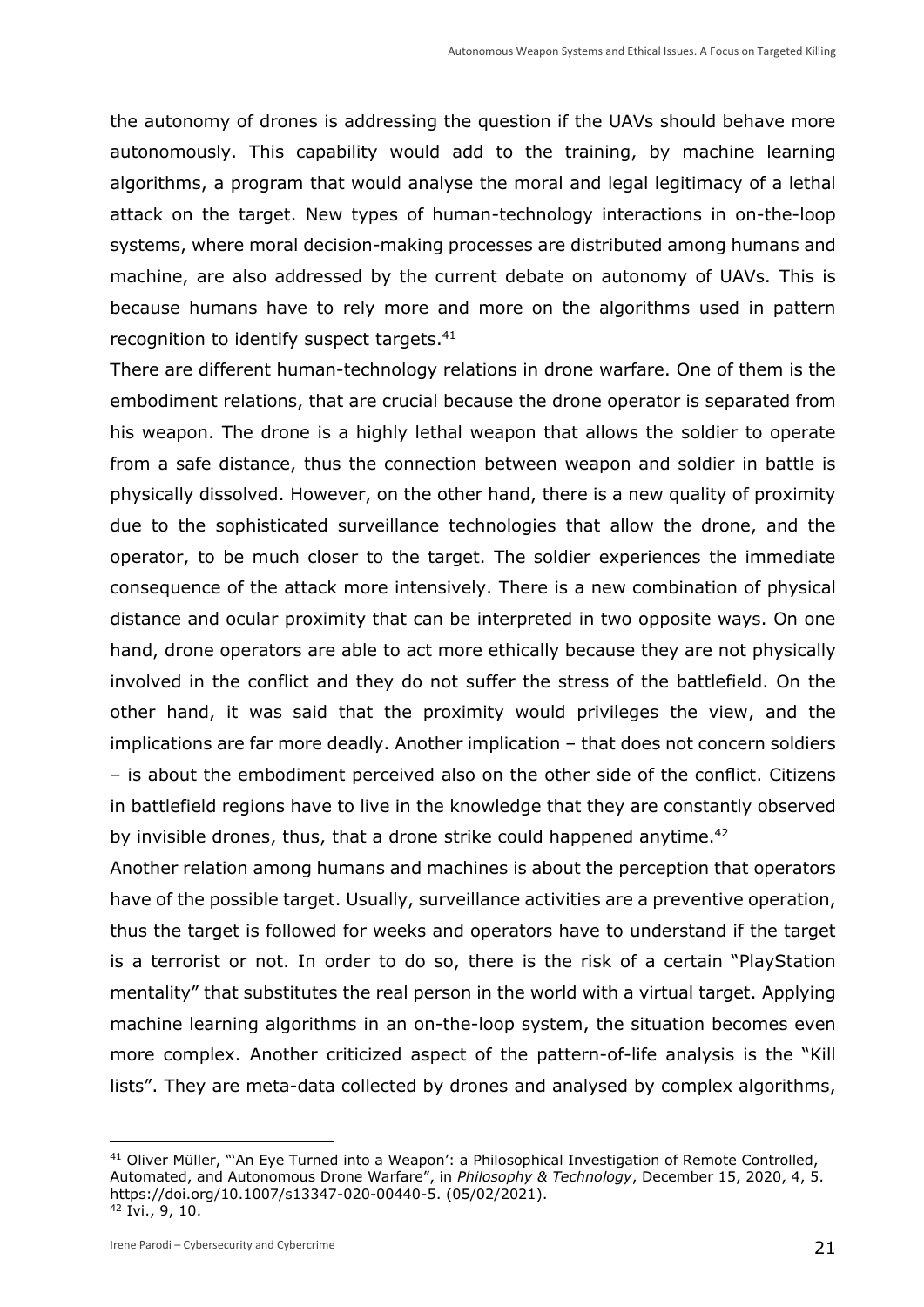the autonomy of drones is addressing the question if the UAVs should behave more autonomously. This capability would add to the training, by machine learning algorithms, a program that would analyse the moral and legal legitimacy of a lethal attack on the target. New types of human-technology interactions in on-the-loop systems, where moral decision-making processes are distributed among humans and machine, are also addressed by the current debate on autonomy of UAVs. This is because humans have to rely more and more on the algorithms used in pattern recognition to identify suspect targets.[41]

There are different human-technology relations in drone warfare. One of them is the embodiment relations, that are crucial because the drone operator is separated from his weapon. The drone is a highly lethal weapon that allows the soldier to operate from a safe distance, thus the connection between weapon and soldier in battle is physically dissolved. However, on the other hand, there is a new quality of proximity due to the sophisticated surveillance technologies that allow the drone, and the operator, to be much closer to the target. The soldier experiences the immediate consequence of the attack more intensively. There is a new combination of physical distance and ocular proximity that can be interpreted in two opposite ways. On one hand, drone operators are able to act more ethically because they are not physically involved in the conflict and they do not suffer the stress of the battlefield. On the other hand, it was said that the proximity would privileges the view, and the implications are far more deadly. Another implication – that does not concern soldiers – is about the embodiment perceived also on the other side of the conflict. Citizens in battlefield regions have to live in the knowledge that they are constantly observed by invisible drones, thus, that a drone strike could happened anytime.[42]

Another relation among humans and machines is about the perception that operators have of the possible target. Usually, surveillance activities are a preventive operation, thus the target is followed for weeks and operators have to understand if the target is a terrorist or not. In order to do so, there is the risk of a certain "PlayStation mentality" that substitutes the real person in the world with a virtual target. Applying machine learning algorithms in an on-the-loop system, the situation becomes even more complex. Another criticized aspect of the pattern-of-life analysis is the "Kill lists". They are meta-data collected by drones and analysed by complex algorithms,

---

[41] Oliver Müller, "'An Eye Turned into a Weapon': a Philosophical Investigation of Remote Controlled, Automated, and Autonomous Drone Warfare", in *Philosophy & Technology*, December 15, 2020, 4, 5. https://doi.org/10.1007/s13347-020-00440-5. (05/02/2021).

[42] Ivi., 9, 10.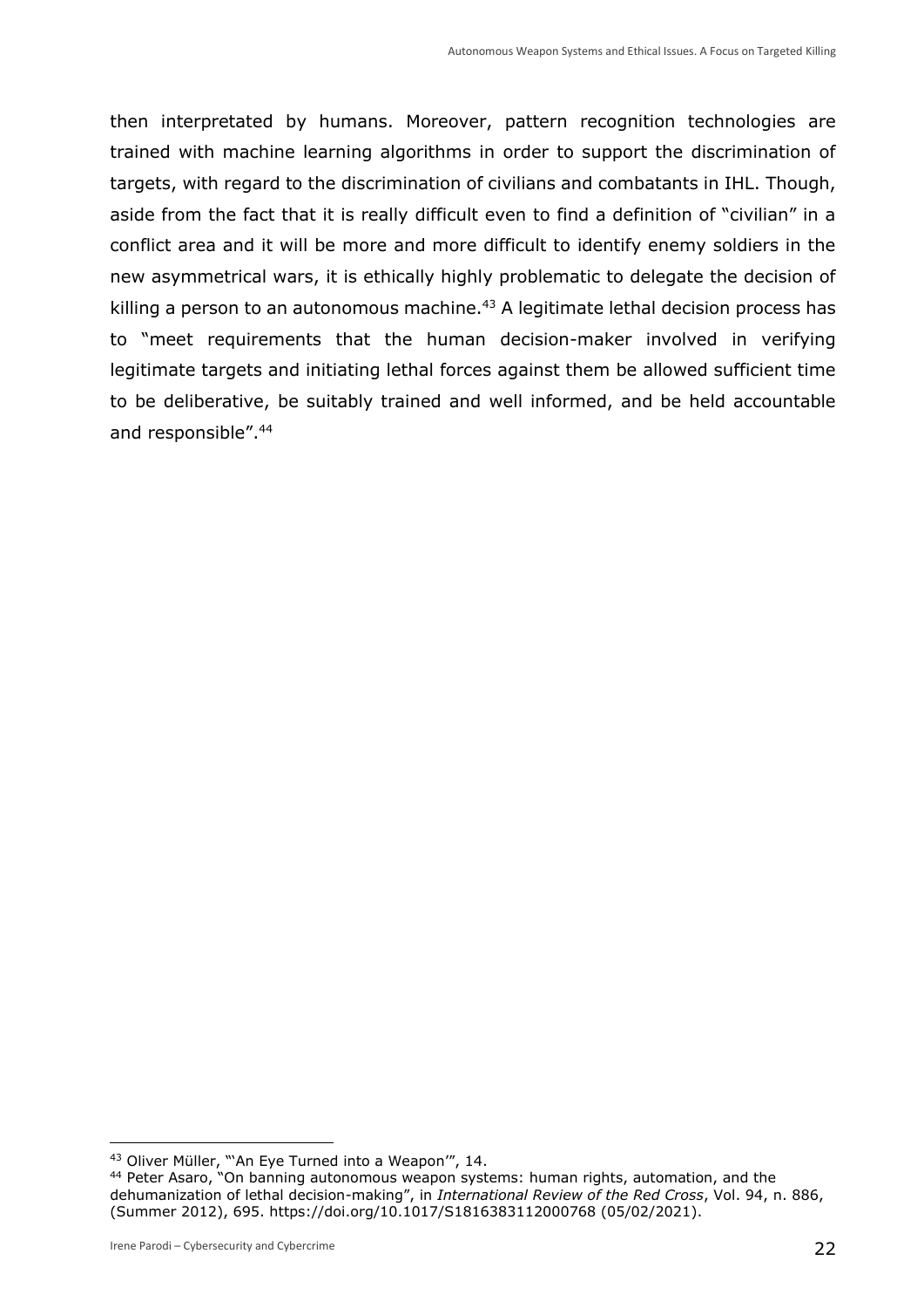then interpretated by humans. Moreover, pattern recognition technologies are trained with machine learning algorithms in order to support the discrimination of targets, with regard to the discrimination of civilians and combatants in IHL. Though, aside from the fact that it is really difficult even to find a definition of "civilian" in a conflict area and it will be more and more difficult to identify enemy soldiers in the new asymmetrical wars, it is ethically highly problematic to delegate the decision of killing a person to an autonomous machine.[43] A legitimate lethal decision process has to "meet requirements that the human decision-maker involved in verifying legitimate targets and initiating lethal forces against them be allowed sufficient time to be deliberative, be suitably trained and well informed, and be held accountable and responsible".[44]

---

[43] Oliver Müller, "'An Eye Turned into a Weapon'", 14.

[44] Peter Asaro, "On banning autonomous weapon systems: human rights, automation, and the dehumanization of lethal decision-making", in *International Review of the Red Cross*, Vol. 94, n. 886, (Summer 2012), 695. https://doi.org/10.1017/S1816383112000768 (05/02/2021).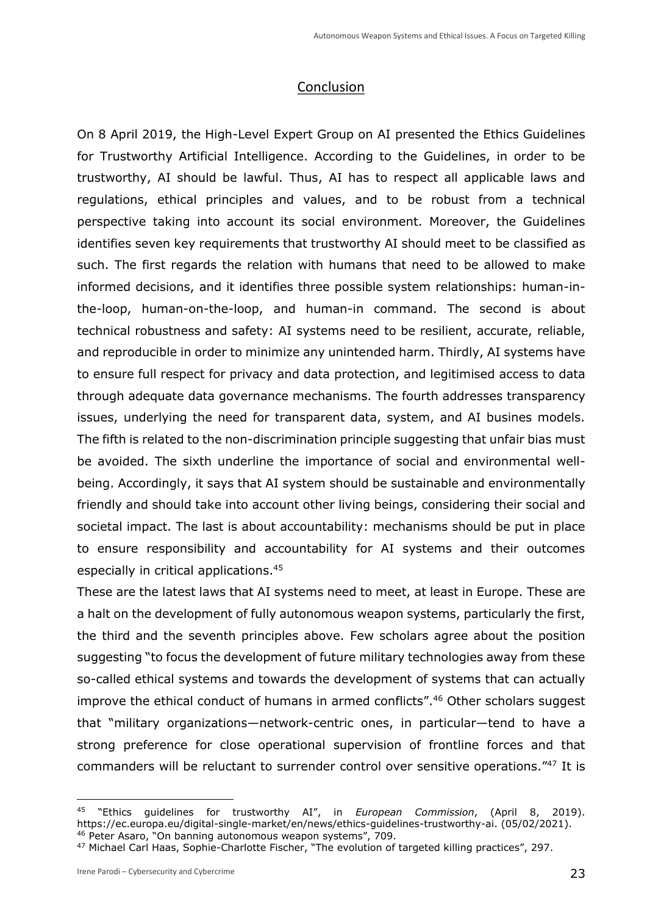## Conclusion

On 8 April 2019, the High-Level Expert Group on AI presented the Ethics Guidelines for Trustworthy Artificial Intelligence. According to the Guidelines, in order to be trustworthy, AI should be lawful. Thus, AI has to respect all applicable laws and regulations, ethical principles and values, and to be robust from a technical perspective taking into account its social environment. Moreover, the Guidelines identifies seven key requirements that trustworthy AI should meet to be classified as such. The first regards the relation with humans that need to be allowed to make informed decisions, and it identifies three possible system relationships: human-in-the-loop, human-on-the-loop, and human-in command. The second is about technical robustness and safety: AI systems need to be resilient, accurate, reliable, and reproducible in order to minimize any unintended harm. Thirdly, AI systems have to ensure full respect for privacy and data protection, and legitimised access to data through adequate data governance mechanisms. The fourth addresses transparency issues, underlying the need for transparent data, system, and AI busines models. The fifth is related to the non-discrimination principle suggesting that unfair bias must be avoided. The sixth underline the importance of social and environmental well-being. Accordingly, it says that AI system should be sustainable and environmentally friendly and should take into account other living beings, considering their social and societal impact. The last is about accountability: mechanisms should be put in place to ensure responsibility and accountability for AI systems and their outcomes especially in critical applications.[45]

These are the latest laws that AI systems need to meet, at least in Europe. These are a halt on the development of fully autonomous weapon systems, particularly the first, the third and the seventh principles above. Few scholars agree about the position suggesting "to focus the development of future military technologies away from these so-called ethical systems and towards the development of systems that can actually improve the ethical conduct of humans in armed conflicts".[46] Other scholars suggest that "military organizations—network-centric ones, in particular—tend to have a strong preference for close operational supervision of frontline forces and that commanders will be reluctant to surrender control over sensitive operations."[47] It is

[45] "Ethics guidelines for trustworthy AI", in *European Commission*, (April 8, 2019). https://ec.europa.eu/digital-single-market/en/news/ethics-guidelines-trustworthy-ai. (05/02/2021).
[46] Peter Asaro, "On banning autonomous weapon systems", 709.
[47] Michael Carl Haas, Sophie-Charlotte Fischer, "The evolution of targeted killing practices", 297.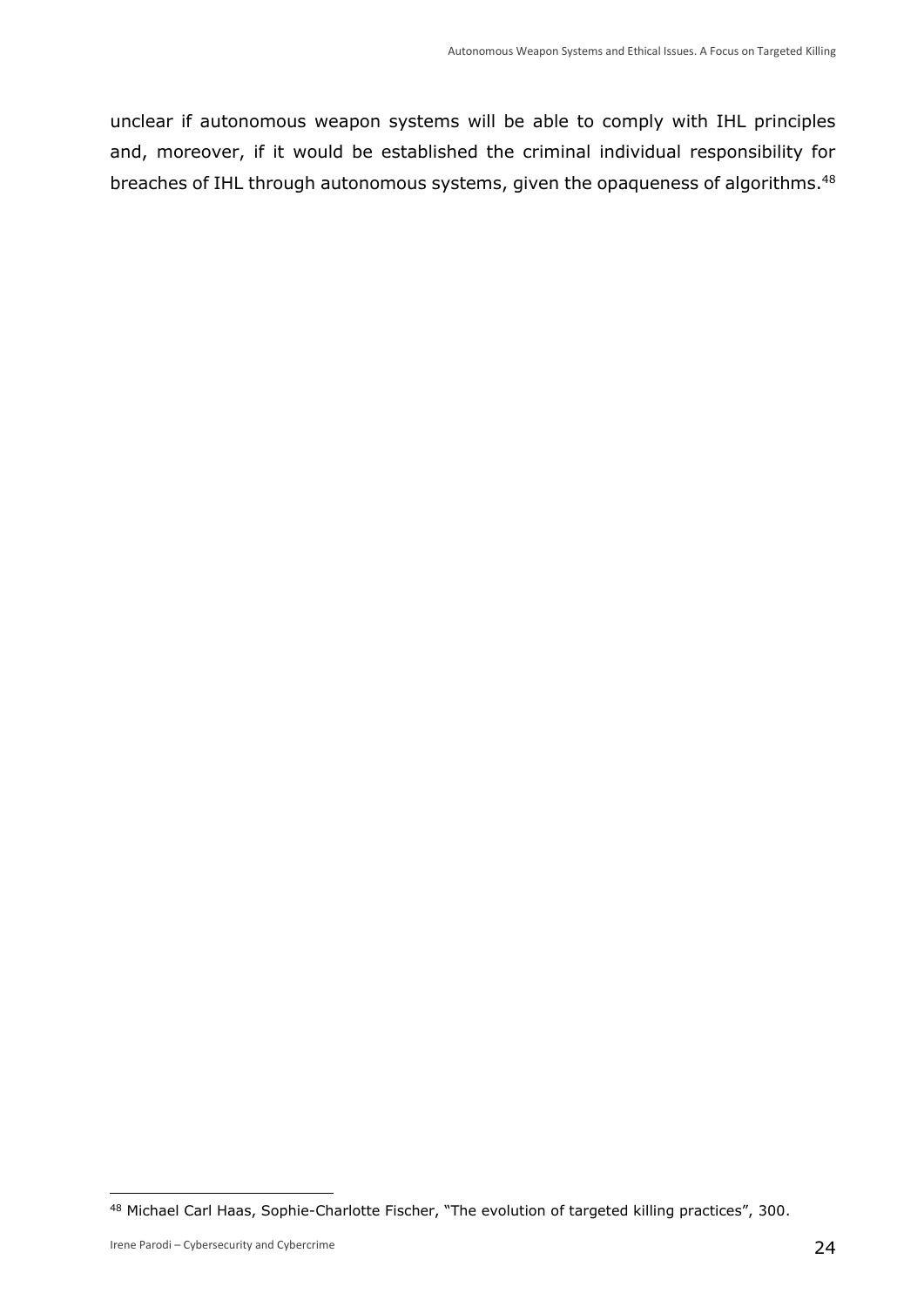unclear if autonomous weapon systems will be able to comply with IHL principles and, moreover, if it would be established the criminal individual responsibility for breaches of IHL through autonomous systems, given the opaqueness of algorithms.[48]

---

[48] Michael Carl Haas, Sophie-Charlotte Fischer, "The evolution of targeted killing practices", 300.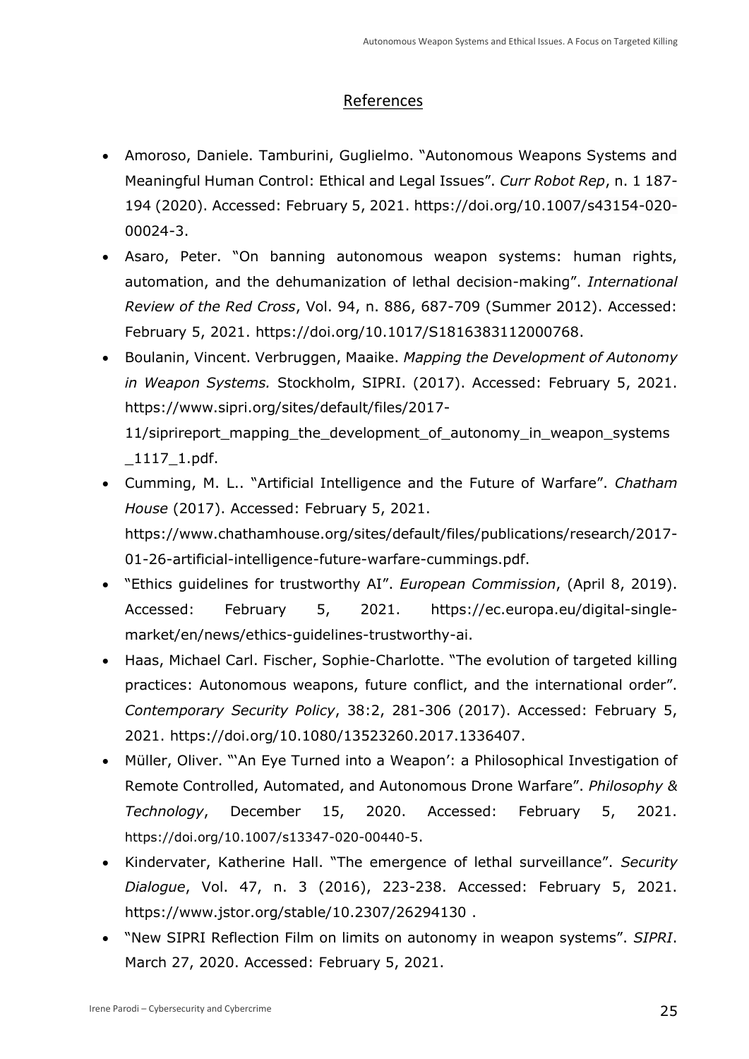## References

- Amoroso, Daniele. Tamburini, Guglielmo. "Autonomous Weapons Systems and Meaningful Human Control: Ethical and Legal Issues". *Curr Robot Rep*, n. 1 187-194 (2020). Accessed: February 5, 2021. https://doi.org/10.1007/s43154-020-00024-3.
- Asaro, Peter. "On banning autonomous weapon systems: human rights, automation, and the dehumanization of lethal decision-making". *International Review of the Red Cross*, Vol. 94, n. 886, 687-709 (Summer 2012). Accessed: February 5, 2021. https://doi.org/10.1017/S1816383112000768.
- Boulanin, Vincent. Verbruggen, Maaike. *Mapping the Development of Autonomy in Weapon Systems.* Stockholm, SIPRI. (2017). Accessed: February 5, 2021. https://www.sipri.org/sites/default/files/2017-11/siprireport_mapping_the_development_of_autonomy_in_weapon_systems_1117_1.pdf.
- Cumming, M. L.. "Artificial Intelligence and the Future of Warfare". *Chatham House* (2017). Accessed: February 5, 2021. https://www.chathamhouse.org/sites/default/files/publications/research/2017-01-26-artificial-intelligence-future-warfare-cummings.pdf.
- "Ethics guidelines for trustworthy AI". *European Commission*, (April 8, 2019). Accessed: February 5, 2021. https://ec.europa.eu/digital-single-market/en/news/ethics-guidelines-trustworthy-ai.
- Haas, Michael Carl. Fischer, Sophie-Charlotte. "The evolution of targeted killing practices: Autonomous weapons, future conflict, and the international order". *Contemporary Security Policy*, 38:2, 281-306 (2017). Accessed: February 5, 2021. https://doi.org/10.1080/13523260.2017.1336407.
- Müller, Oliver. "'An Eye Turned into a Weapon': a Philosophical Investigation of Remote Controlled, Automated, and Autonomous Drone Warfare". *Philosophy & Technology*, December 15, 2020. Accessed: February 5, 2021. https://doi.org/10.1007/s13347-020-00440-5.
- Kindervater, Katherine Hall. "The emergence of lethal surveillance". *Security Dialogue*, Vol. 47, n. 3 (2016), 223-238. Accessed: February 5, 2021. https://www.jstor.org/stable/10.2307/26294130 .
- "New SIPRI Reflection Film on limits on autonomy in weapon systems". *SIPRI*. March 27, 2020. Accessed: February 5, 2021.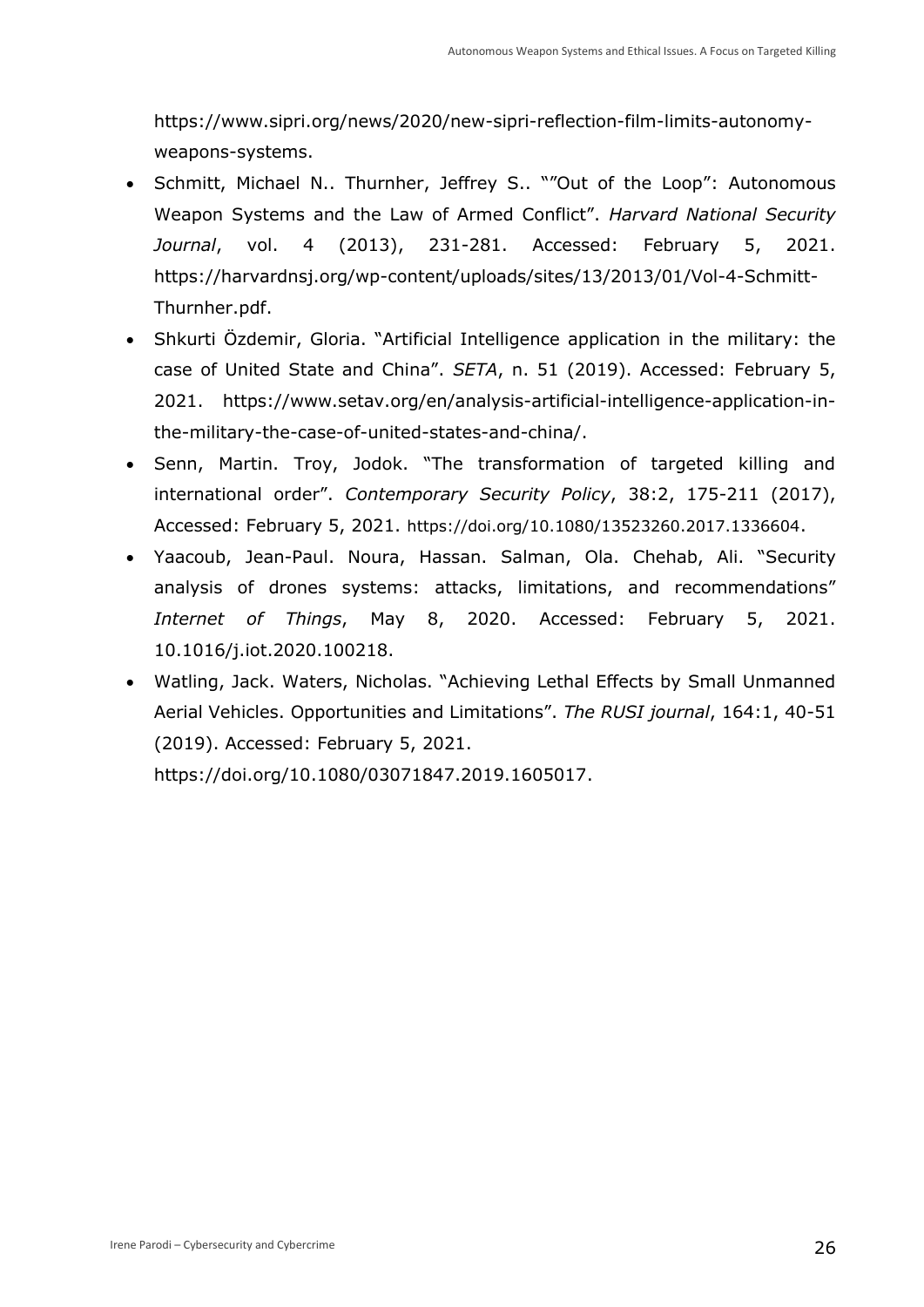https://www.sipri.org/news/2020/new-sipri-reflection-film-limits-autonomy-weapons-systems.

- Schmitt, Michael N.. Thurnher, Jeffrey S.. ""Out of the Loop": Autonomous Weapon Systems and the Law of Armed Conflict". *Harvard National Security Journal*, vol. 4 (2013), 231-281. Accessed: February 5, 2021. https://harvardnsj.org/wp-content/uploads/sites/13/2013/01/Vol-4-Schmitt-Thurnher.pdf.
- Shkurti Özdemir, Gloria. "Artificial Intelligence application in the military: the case of United State and China". *SETA*, n. 51 (2019). Accessed: February 5, 2021. https://www.setav.org/en/analysis-artificial-intelligence-application-in-the-military-the-case-of-united-states-and-china/.
- Senn, Martin. Troy, Jodok. "The transformation of targeted killing and international order". *Contemporary Security Policy*, 38:2, 175-211 (2017), Accessed: February 5, 2021. https://doi.org/10.1080/13523260.2017.1336604.
- Yaacoub, Jean-Paul. Noura, Hassan. Salman, Ola. Chehab, Ali. "Security analysis of drones systems: attacks, limitations, and recommendations" *Internet of Things*, May 8, 2020. Accessed: February 5, 2021. 10.1016/j.iot.2020.100218.
- Watling, Jack. Waters, Nicholas. "Achieving Lethal Effects by Small Unmanned Aerial Vehicles. Opportunities and Limitations". *The RUSI journal*, 164:1, 40-51 (2019). Accessed: February 5, 2021. https://doi.org/10.1080/03071847.2019.1605017.